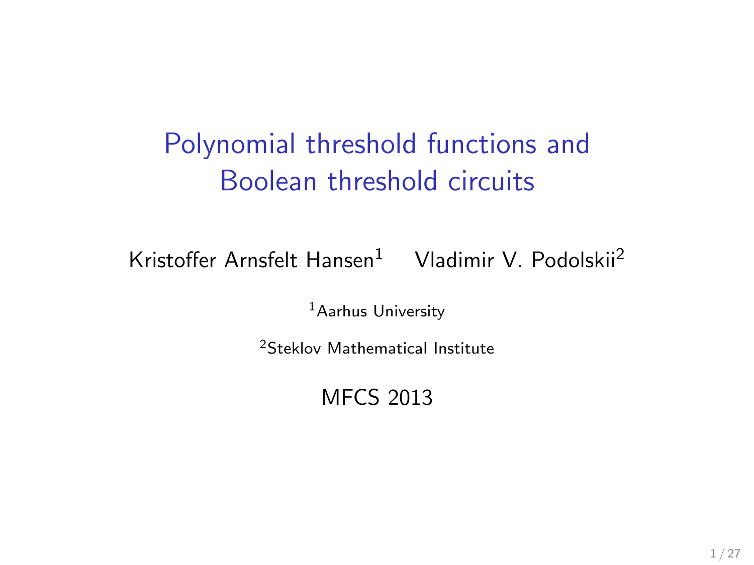# Polynomial threshold functions and Boolean threshold circuits

Kristoffer Arnsfelt Hansen[1] Vladimir V. Podolskii[2]

[1] Aarhus University

[2] Steklov Mathematical Institute

MFCS 2013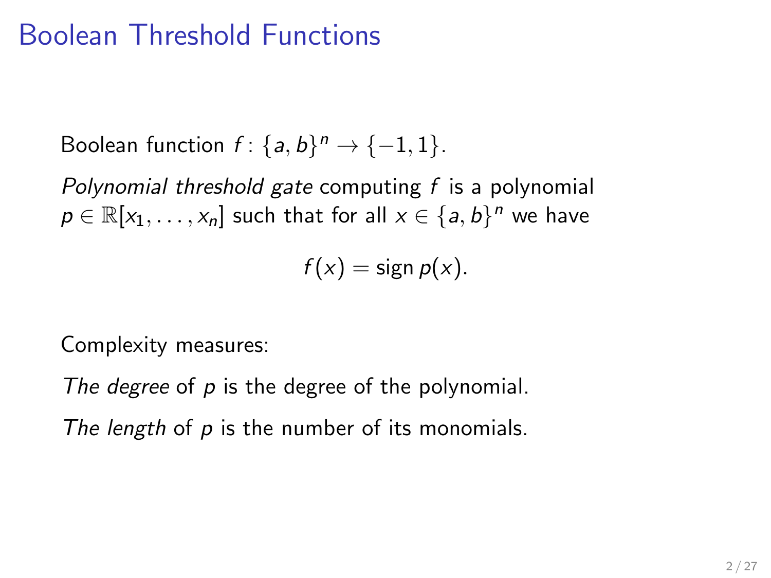# Boolean Threshold Functions

Boolean function $f\colon \{a, b\}^n \to \{-1, 1\}$.

*Polynomial threshold gate* computing $f$ is a polynomial $p \in \mathbb{R}[x_1, \ldots, x_n]$ such that for all $x \in \{a, b\}^n$ we have

$$f(x) = \operatorname{sign} p(x).$$

Complexity measures:

*The degree* of $p$ is the degree of the polynomial.

*The length* of $p$ is the number of its monomials.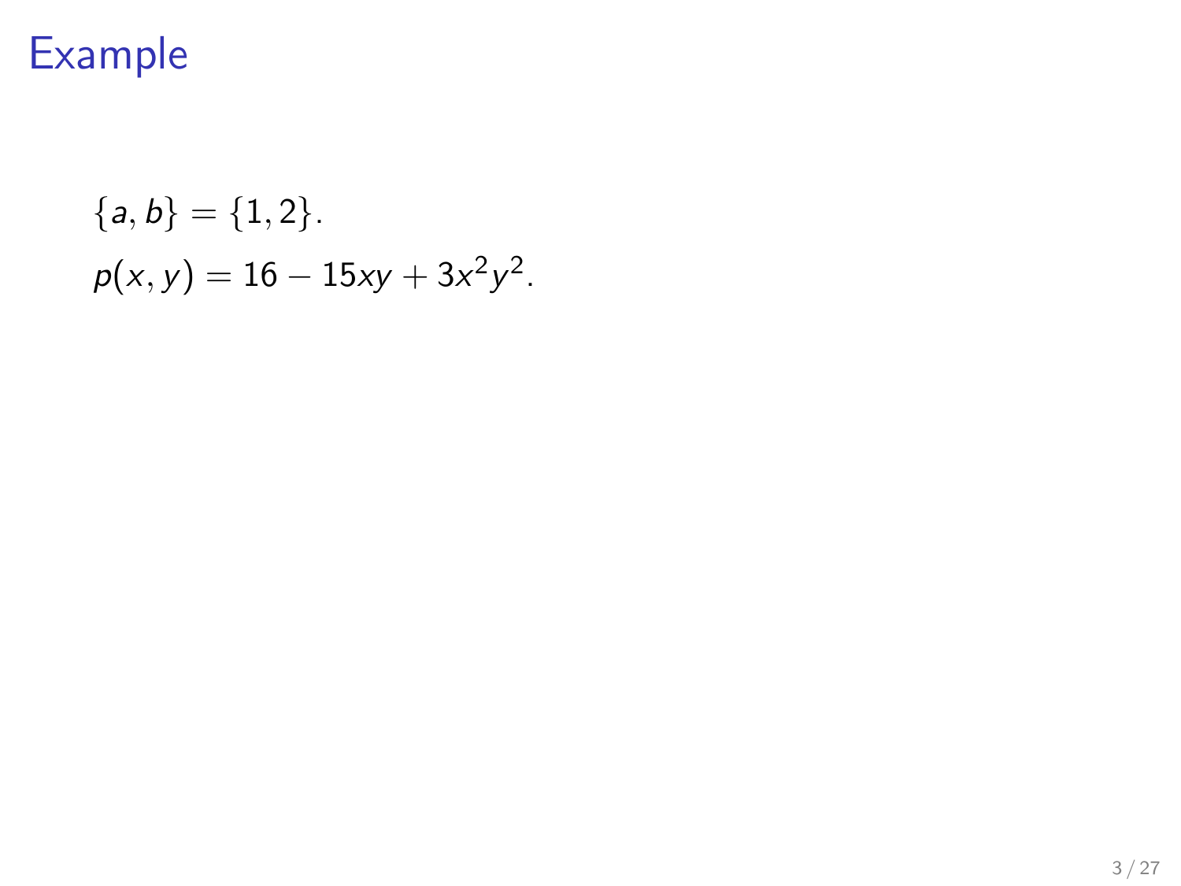# Example

$\{a, b\} = \{1, 2\}$.

$p(x, y) = 16 - 15xy + 3x^2y^2$.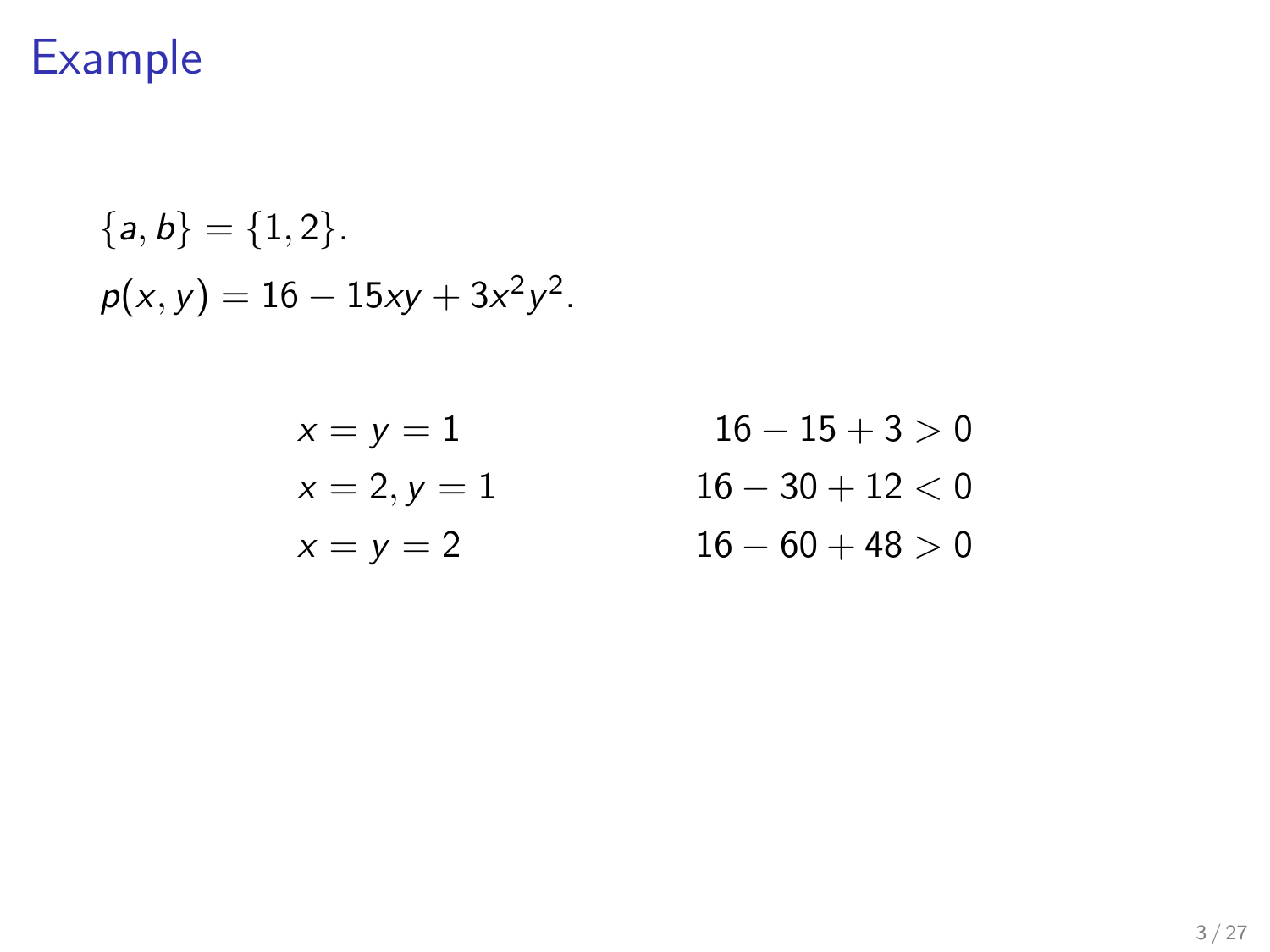# Example

$\{a, b\} = \{1, 2\}$.

$p(x, y) = 16 - 15xy + 3x^2y^2$.

$$
\begin{aligned}
&x = y = 1 && 16 - 15 + 3 > 0 \\
&x = 2, y = 1 && 16 - 30 + 12 < 0 \\
&x = y = 2 && 16 - 60 + 48 > 0
\end{aligned}
$$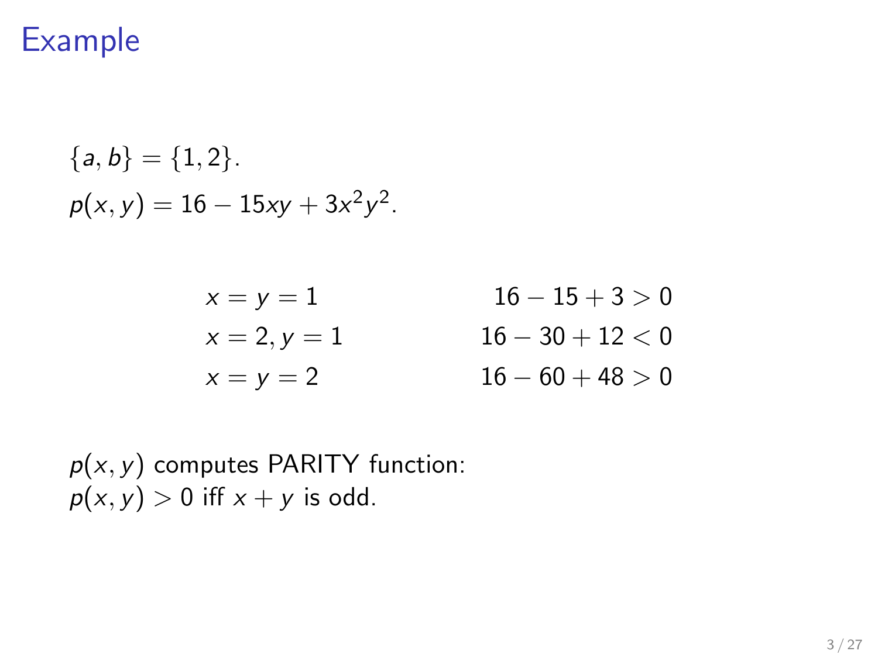# Example

$\{a, b\} = \{1, 2\}$.

$p(x, y) = 16 - 15xy + 3x^2y^2$.

| | |
|---|---|
| $x = y = 1$ | $16 - 15 + 3 > 0$ |
| $x = 2, y = 1$ | $16 - 30 + 12 < 0$ |
| $x = y = 2$ | $16 - 60 + 48 > 0$ |

$p(x, y)$ computes PARITY function:
$p(x, y) > 0$ iff $x + y$ is odd.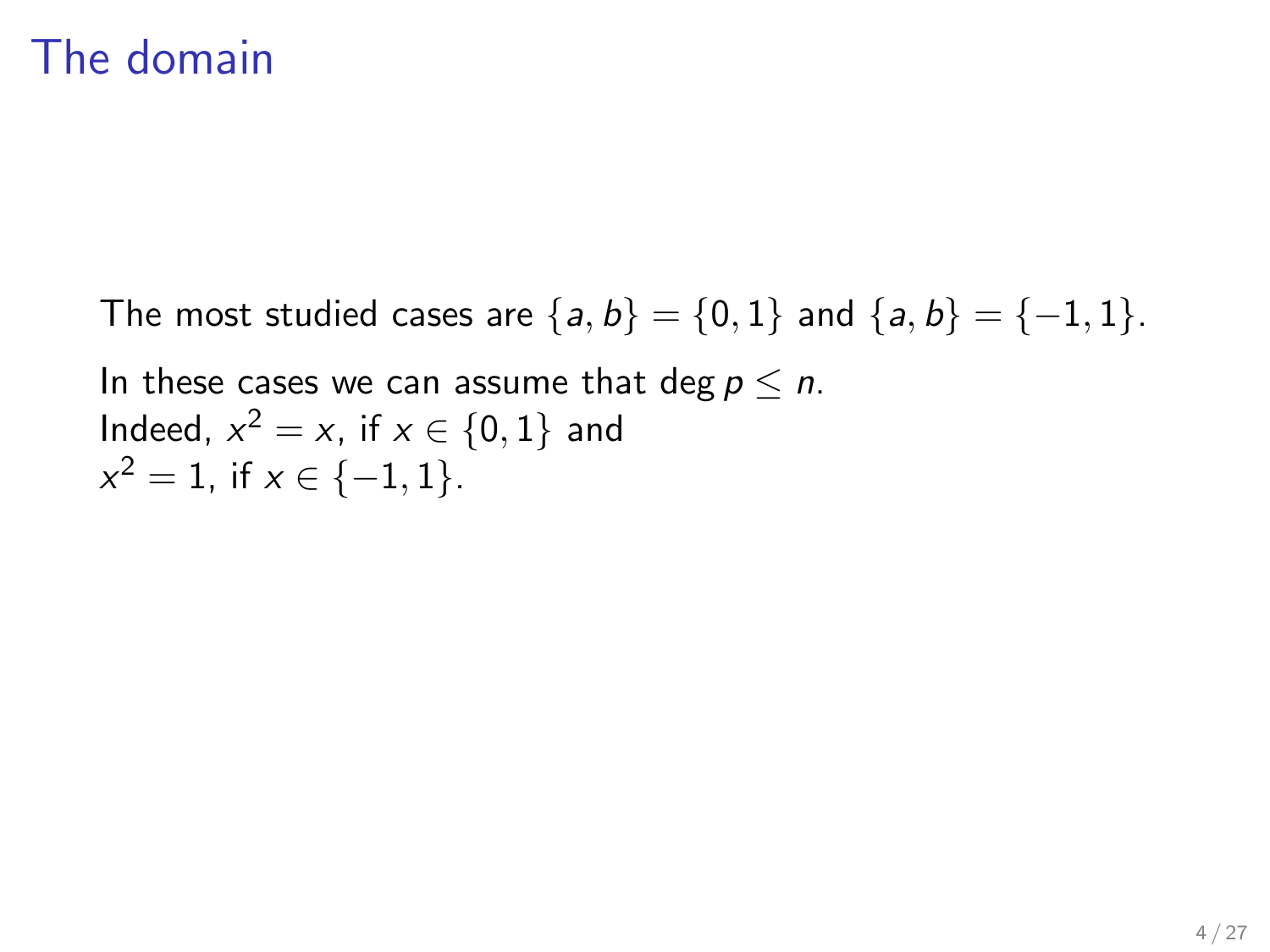# The domain

The most studied cases are $\{a, b\} = \{0, 1\}$ and $\{a, b\} = \{-1, 1\}$.

In these cases we can assume that $\deg p \leq n$.
Indeed, $x^2 = x$, if $x \in \{0, 1\}$ and
$x^2 = 1$, if $x \in \{-1, 1\}$.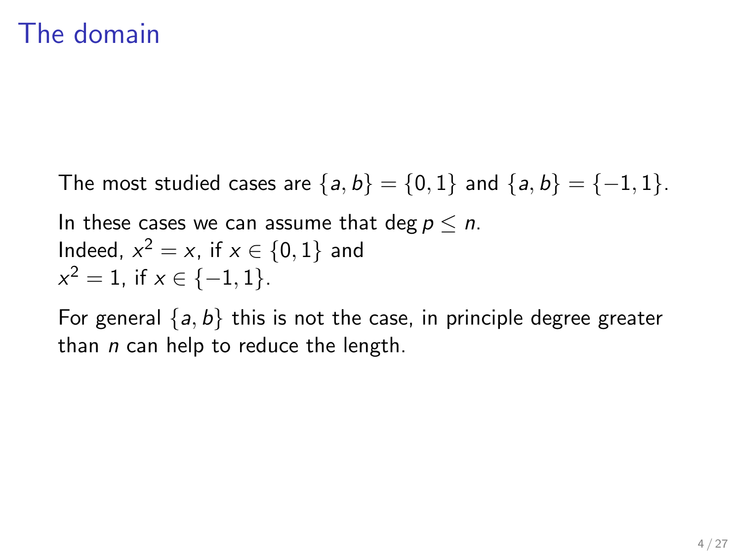# The domain

The most studied cases are $\{a, b\} = \{0, 1\}$ and $\{a, b\} = \{-1, 1\}$.

In these cases we can assume that $\deg p \leq n$.
Indeed, $x^2 = x$, if $x \in \{0, 1\}$ and
$x^2 = 1$, if $x \in \{-1, 1\}$.

For general $\{a, b\}$ this is not the case, in principle degree greater than $n$ can help to reduce the length.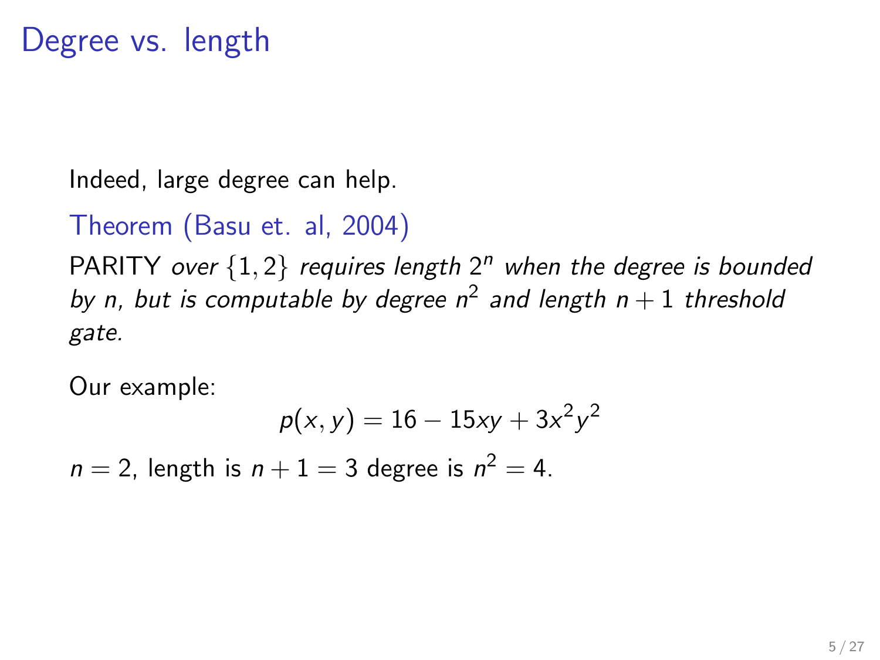# Degree vs. length

Indeed, large degree can help.

**Theorem (Basu et. al, 2004)**

PARITY *over* $\{1, 2\}$ *requires length* $2^n$ *when the degree is bounded by* $n$*, but is computable by degree* $n^2$ *and length* $n + 1$ *threshold gate.*

Our example:

$$p(x, y) = 16 - 15xy + 3x^2y^2$$

$n = 2$, length is $n + 1 = 3$ degree is $n^2 = 4$.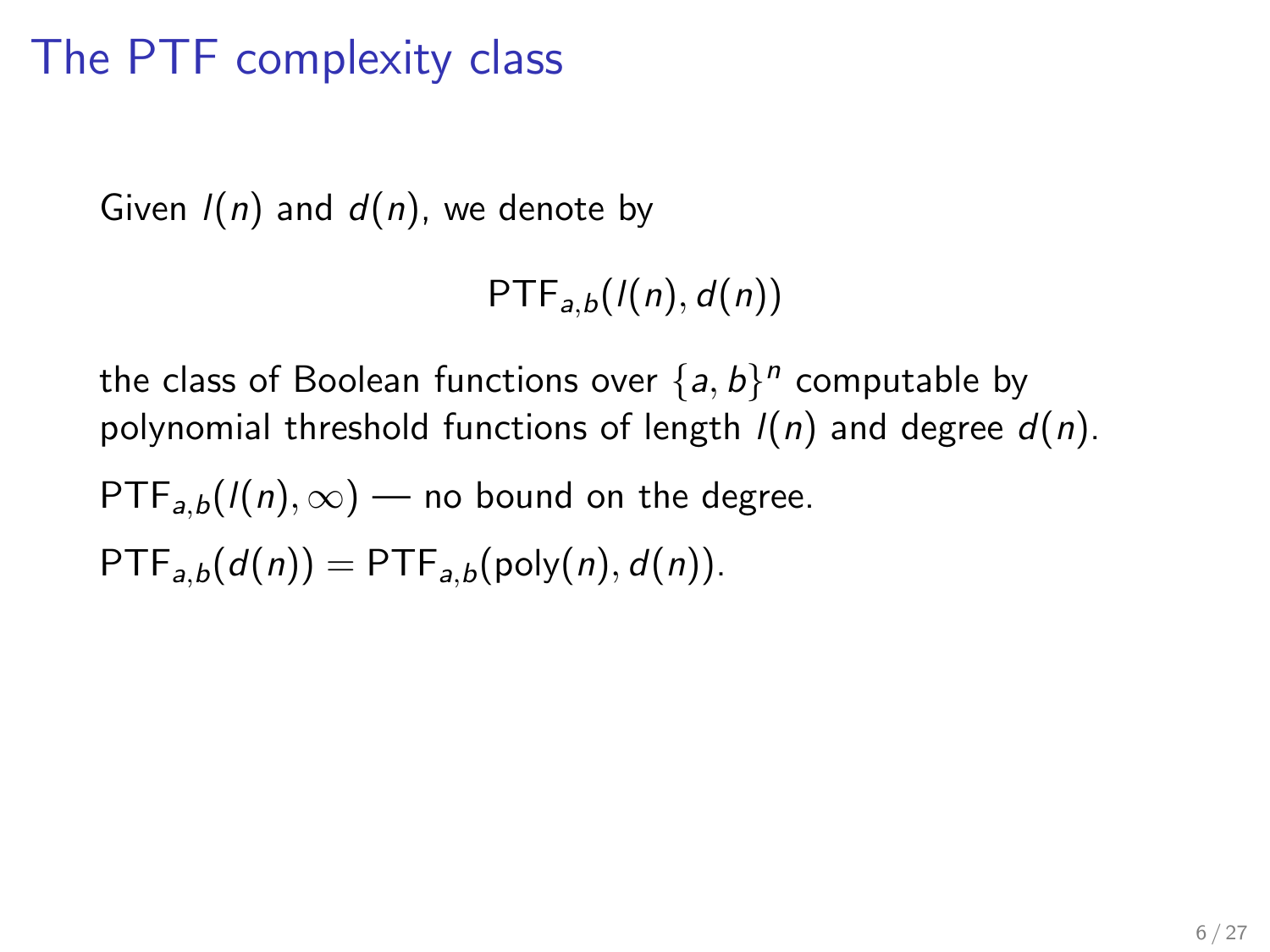# The PTF complexity class

Given $l(n)$ and $d(n)$, we denote by

$$\mathrm{PTF}_{a,b}(l(n), d(n))$$

the class of Boolean functions over $\{a, b\}^n$ computable by polynomial threshold functions of length $l(n)$ and degree $d(n)$.

$\mathrm{PTF}_{a,b}(l(n), \infty)$ — no bound on the degree.

$\mathrm{PTF}_{a,b}(d(n)) = \mathrm{PTF}_{a,b}(\mathrm{poly}(n), d(n))$.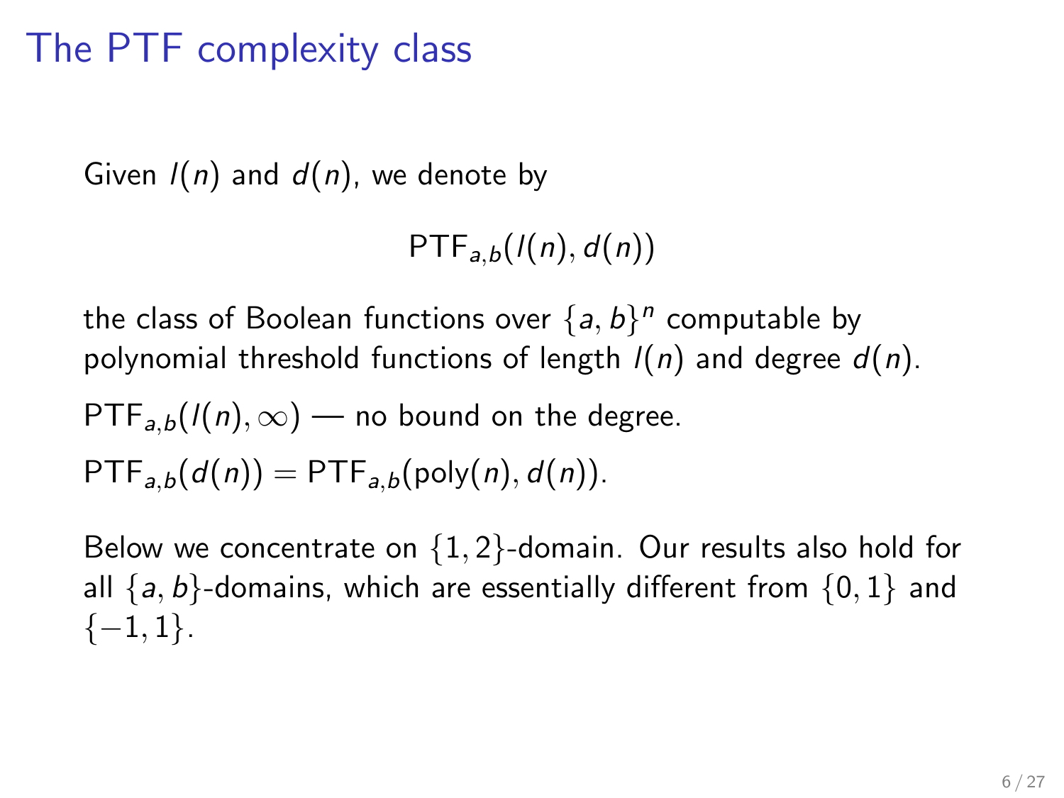# The PTF complexity class

Given $l(n)$ and $d(n)$, we denote by

$$\mathsf{PTF}_{a,b}(l(n), d(n))$$

the class of Boolean functions over $\{a, b\}^n$ computable by polynomial threshold functions of length $l(n)$ and degree $d(n)$.

$\mathsf{PTF}_{a,b}(l(n), \infty)$ — no bound on the degree.

$\mathsf{PTF}_{a,b}(d(n)) = \mathsf{PTF}_{a,b}(\text{poly}(n), d(n))$.

Below we concentrate on $\{1, 2\}$-domain. Our results also hold for all $\{a, b\}$-domains, which are essentially different from $\{0, 1\}$ and $\{-1, 1\}$.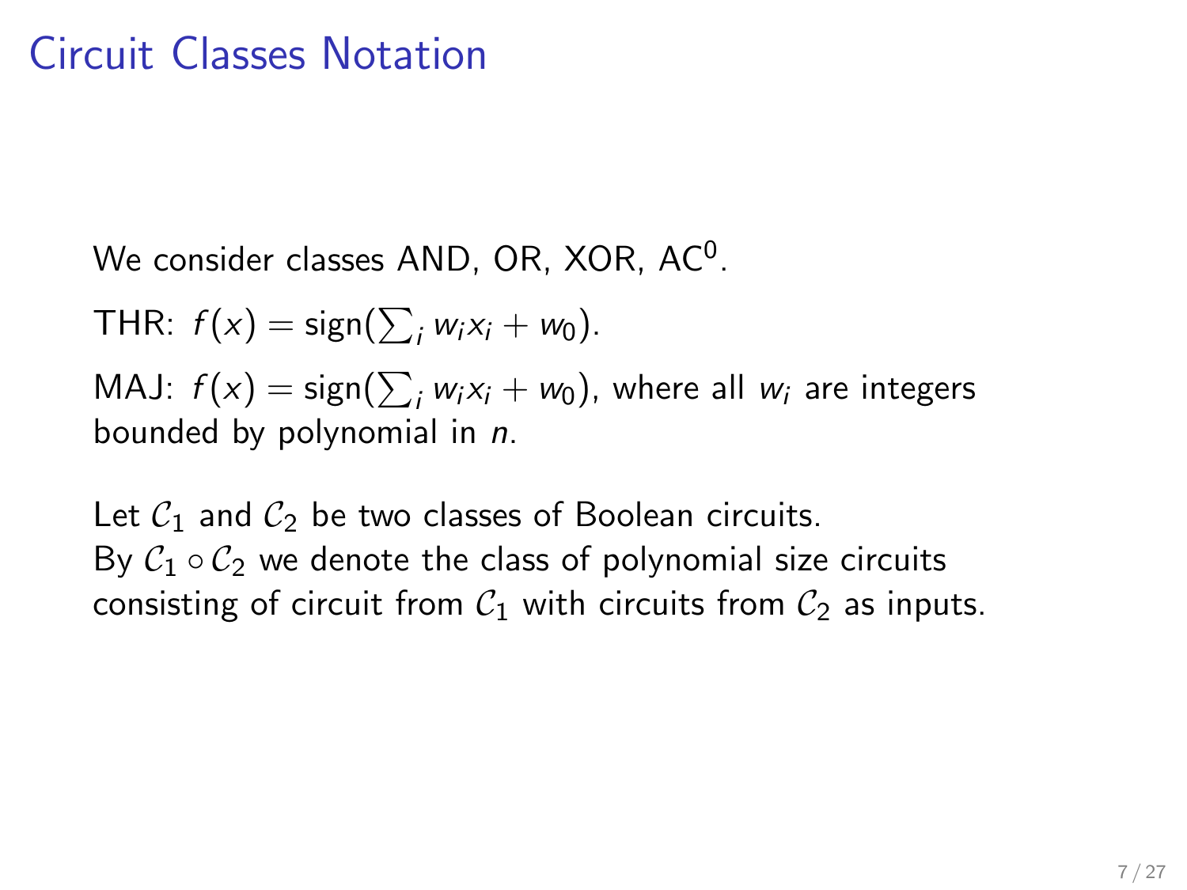# Circuit Classes Notation

We consider classes AND, OR, XOR, $\mathrm{AC}^0$.

THR: $f(x) = \mathrm{sign}(\sum_i w_i x_i + w_0)$.

MAJ: $f(x) = \mathrm{sign}(\sum_i w_i x_i + w_0)$, where all $w_i$ are integers bounded by polynomial in $n$.

Let $\mathcal{C}_1$ and $\mathcal{C}_2$ be two classes of Boolean circuits.
By $\mathcal{C}_1 \circ \mathcal{C}_2$ we denote the class of polynomial size circuits consisting of circuit from $\mathcal{C}_1$ with circuits from $\mathcal{C}_2$ as inputs.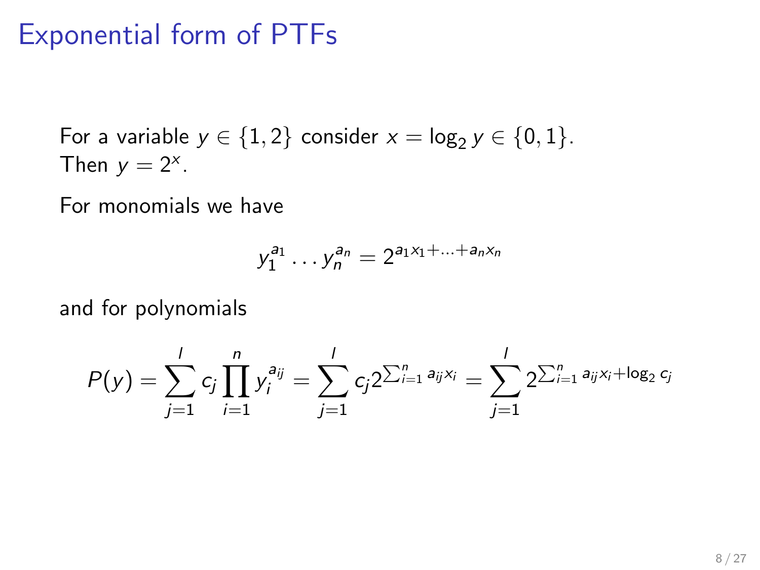# Exponential form of PTFs

For a variable $y \in \{1, 2\}$ consider $x = \log_2 y \in \{0, 1\}$.
Then $y = 2^x$.

For monomials we have

$$y_1^{a_1} \ldots y_n^{a_n} = 2^{a_1 x_1 + \ldots + a_n x_n}$$

and for polynomials

$$P(y) = \sum_{j=1}^{l} c_j \prod_{i=1}^{n} y_i^{a_{ij}} = \sum_{j=1}^{l} c_j 2^{\sum_{i=1}^{n} a_{ij} x_i} = \sum_{j=1}^{l} 2^{\sum_{i=1}^{n} a_{ij} x_i + \log_2 c_j}$$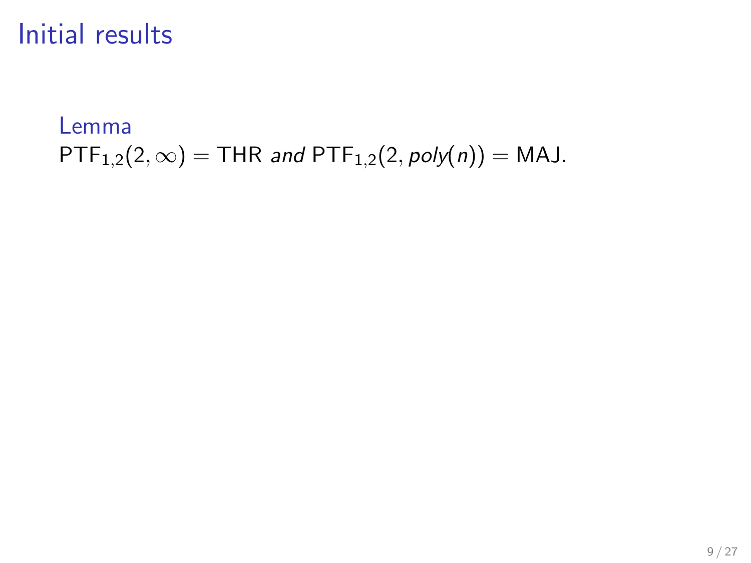# Initial results

**Lemma**

$\mathrm{PTF}_{1,2}(2, \infty) = \mathrm{THR}$ *and* $\mathrm{PTF}_{1,2}(2, \mathit{poly}(n)) = \mathrm{MAJ}$.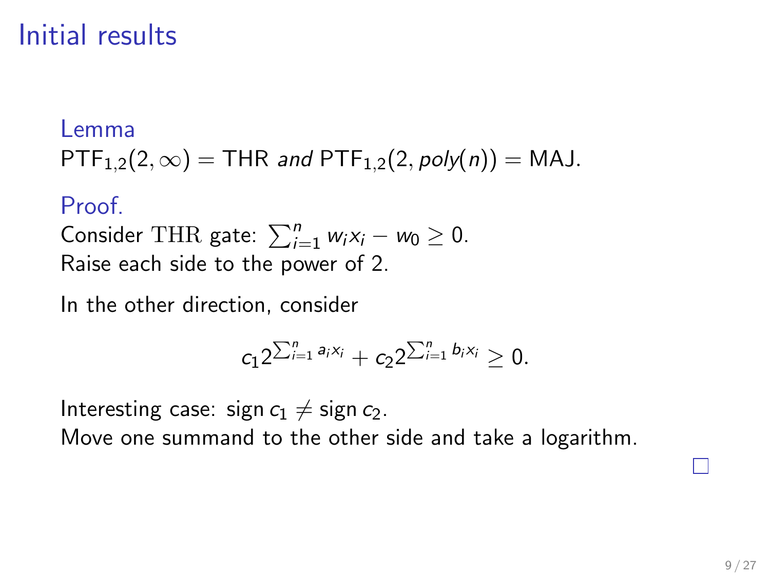# Initial results

**Lemma**

$\mathsf{PTF}_{1,2}(2,\infty) = \mathsf{THR}$ *and* $\mathsf{PTF}_{1,2}(2, poly(n)) = \mathsf{MAJ}$.

**Proof.**

Consider $\mathrm{THR}$ gate: $\sum_{i=1}^{n} w_i x_i - w_0 \geq 0$.
Raise each side to the power of 2.

In the other direction, consider

$$c_1 2^{\sum_{i=1}^{n} a_i x_i} + c_2 2^{\sum_{i=1}^{n} b_i x_i} \geq 0.$$

Interesting case: $\operatorname{sign} c_1 \neq \operatorname{sign} c_2$.
Move one summand to the other side and take a logarithm. □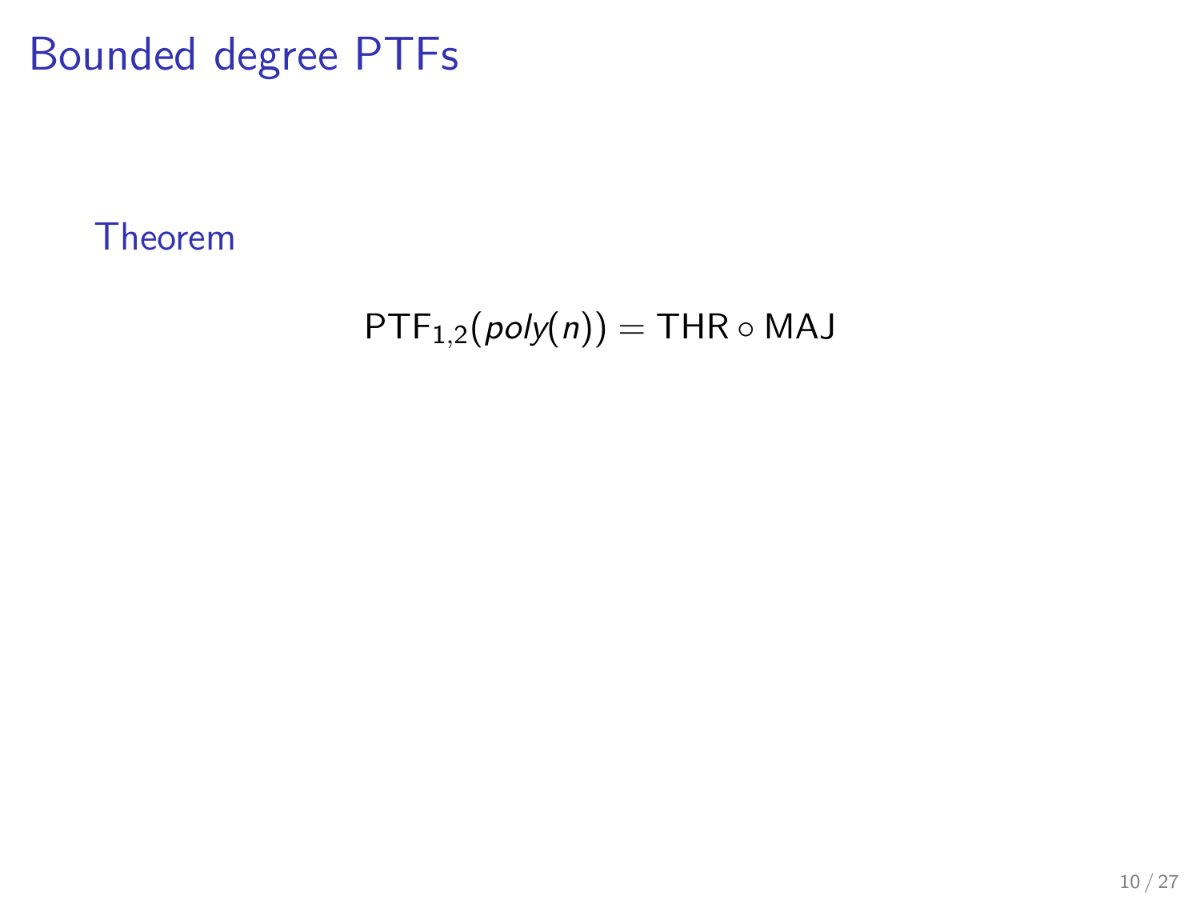# Bounded degree PTFs

Theorem

$$\mathsf{PTF}_{1,2}(poly(n)) = \mathsf{THR} \circ \mathsf{MAJ}$$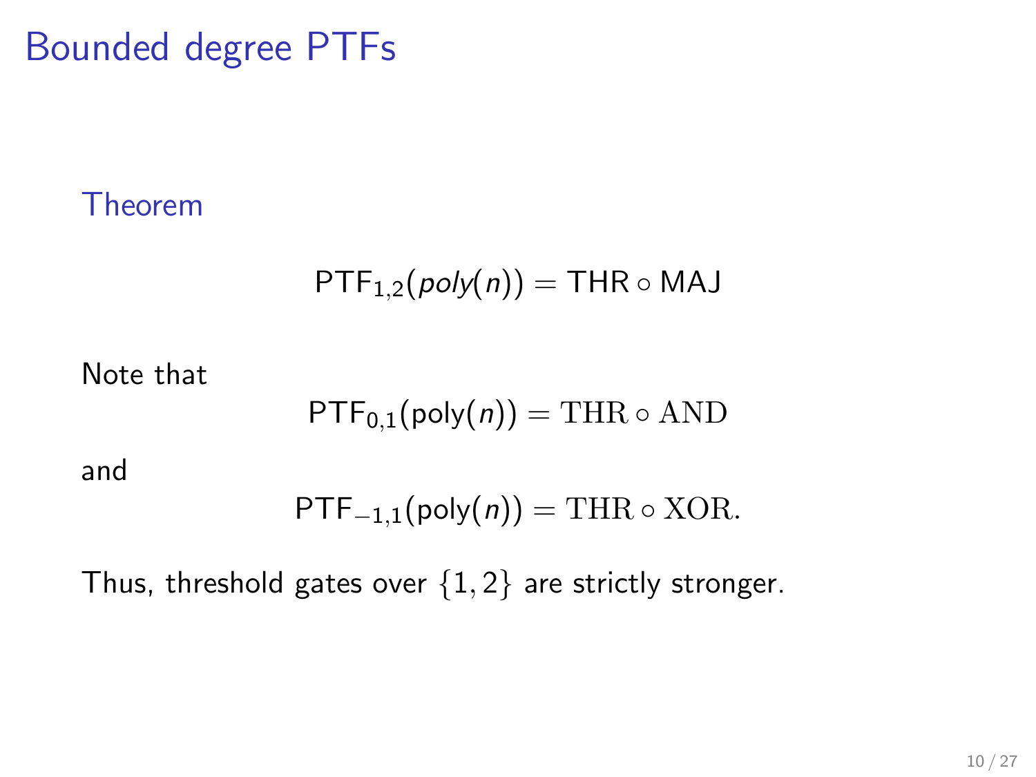# Bounded degree PTFs

**Theorem**

$$\mathsf{PTF}_{1,2}(poly(n)) = \mathsf{THR} \circ \mathsf{MAJ}$$

Note that

$$\mathsf{PTF}_{0,1}(\mathsf{poly}(n)) = \mathrm{THR} \circ \mathrm{AND}$$

and

$$\mathsf{PTF}_{-1,1}(\mathsf{poly}(n)) = \mathrm{THR} \circ \mathrm{XOR}.$$

Thus, threshold gates over $\{1, 2\}$ are strictly stronger.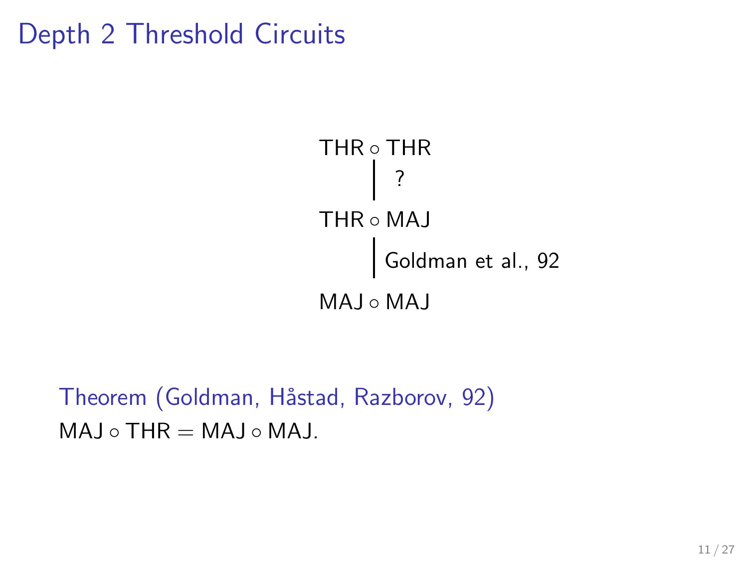# Depth 2 Threshold Circuits

$$\mathsf{THR} \circ \mathsf{THR}$$

?

$$\mathsf{THR} \circ \mathsf{MAJ}$$

Goldman et al., 92

$$\mathsf{MAJ} \circ \mathsf{MAJ}$$

**Theorem (Goldman, Håstad, Razborov, 92)**

$\mathsf{MAJ} \circ \mathsf{THR} = \mathsf{MAJ} \circ \mathsf{MAJ}$.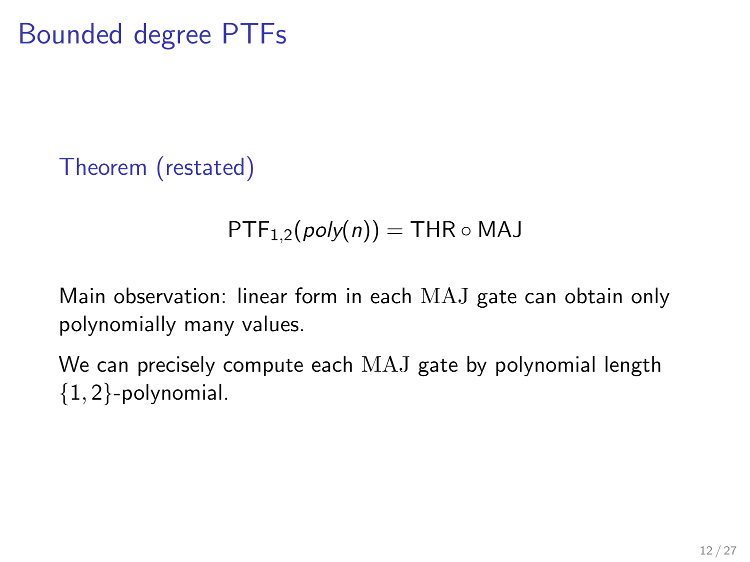# Bounded degree PTFs

### Theorem (restated)

$$\mathsf{PTF}_{1,2}(poly(n)) = \mathsf{THR} \circ \mathsf{MAJ}$$

Main observation: linear form in each $\mathrm{MAJ}$ gate can obtain only polynomially many values.

We can precisely compute each $\mathrm{MAJ}$ gate by polynomial length $\{1,2\}$-polynomial.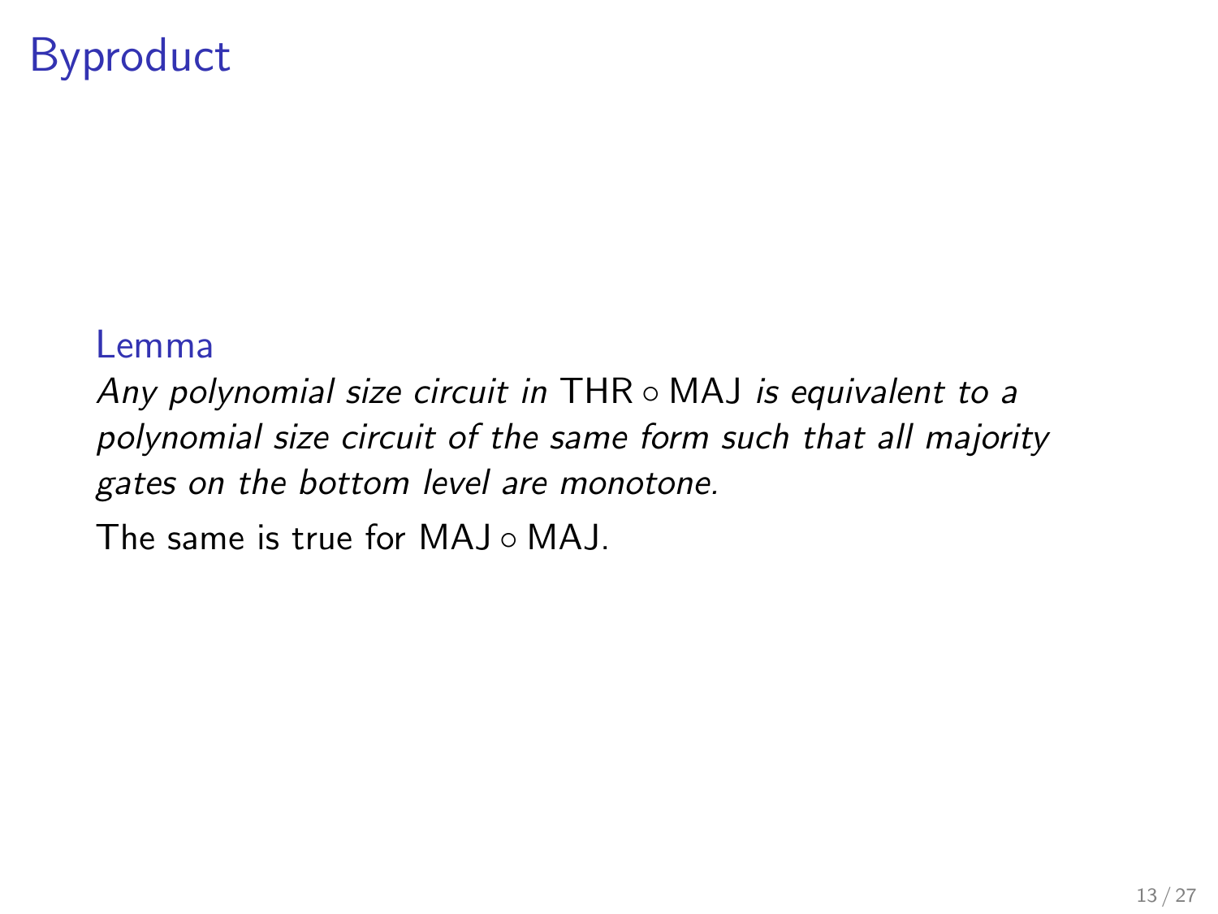# Byproduct

**Lemma**

*Any polynomial size circuit in* $\mathsf{THR} \circ \mathsf{MAJ}$ *is equivalent to a polynomial size circuit of the same form such that all majority gates on the bottom level are monotone.*

The same is true for $\mathsf{MAJ} \circ \mathsf{MAJ}$.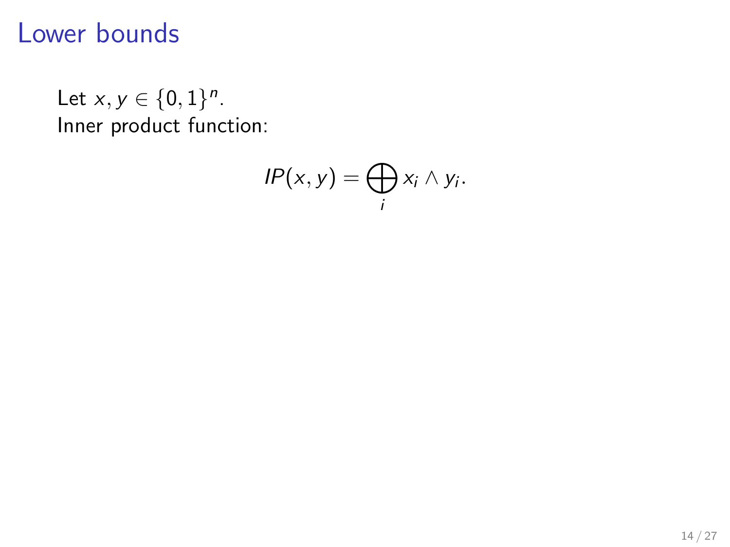# Lower bounds

Let $x, y \in \{0,1\}^n$.
Inner product function:

$$IP(x, y) = \bigoplus_i x_i \wedge y_i.$$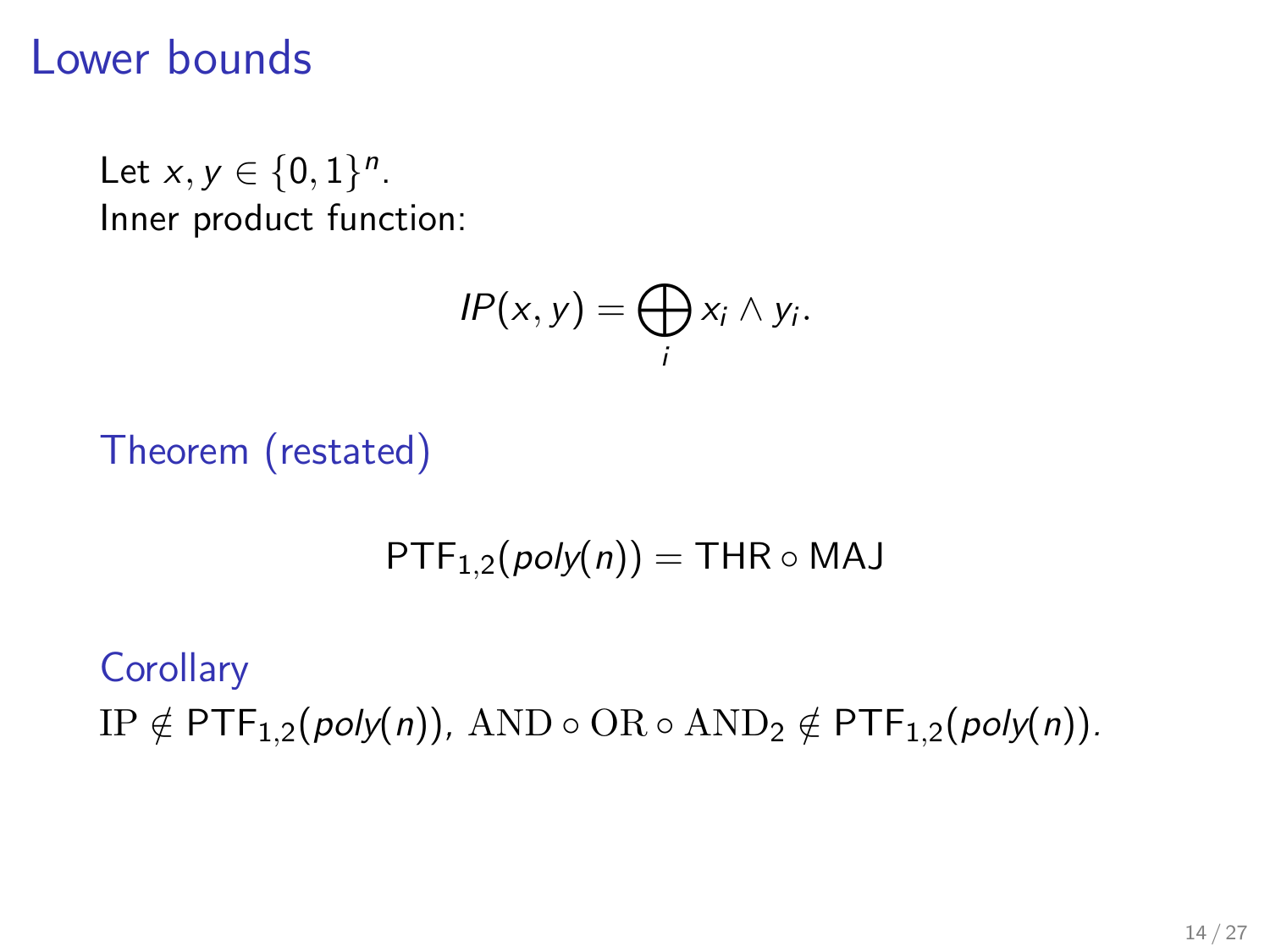# Lower bounds

Let $x, y \in \{0,1\}^n$.
Inner product function:

$$IP(x, y) = \bigoplus_i x_i \wedge y_i.$$

**Theorem (restated)**

$$\mathsf{PTF}_{1,2}(poly(n)) = \mathsf{THR} \circ \mathsf{MAJ}$$

**Corollary**

$\mathrm{IP} \notin \mathsf{PTF}_{1,2}(poly(n))$, $\mathrm{AND} \circ \mathrm{OR} \circ \mathrm{AND}_2 \notin \mathsf{PTF}_{1,2}(poly(n))$.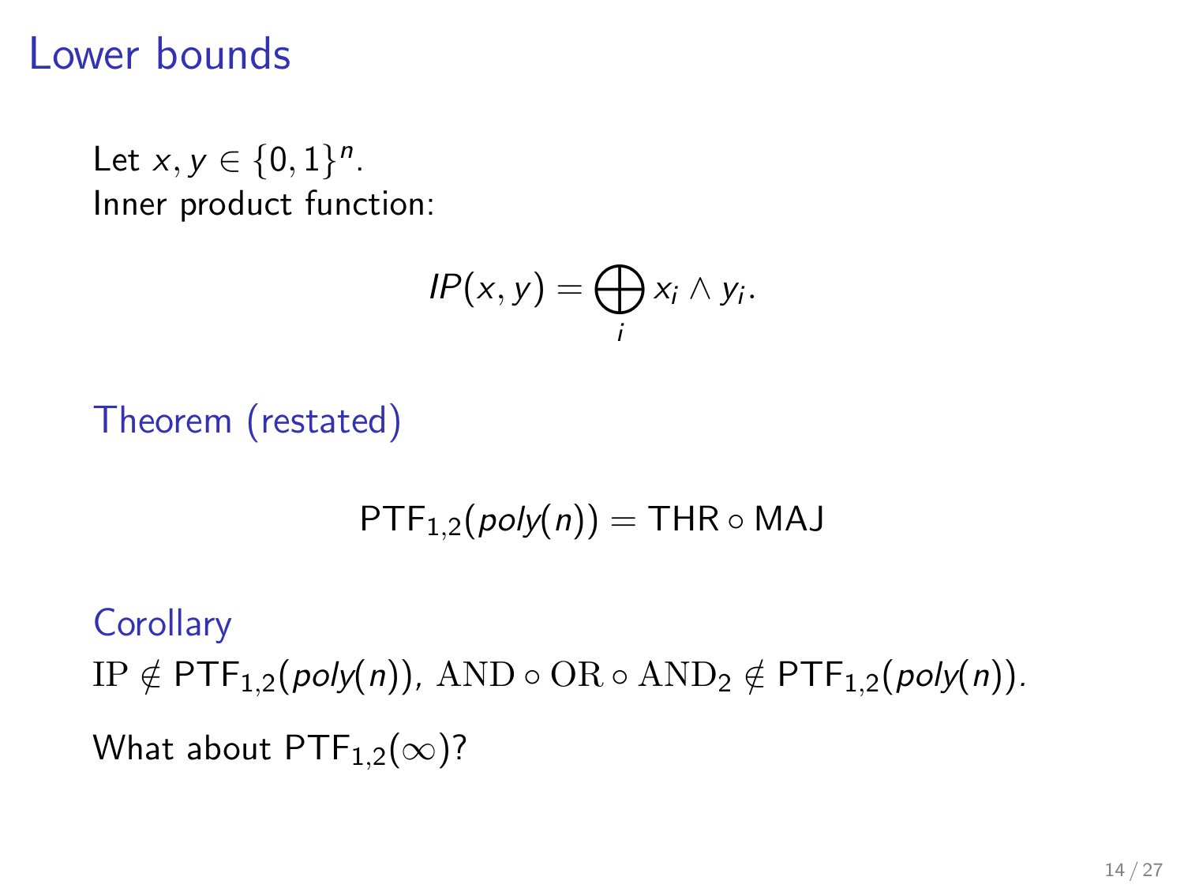# Lower bounds

Let $x, y \in \{0,1\}^n$.
Inner product function:

$$IP(x,y) = \bigoplus_i x_i \wedge y_i.$$

**Theorem (restated)**

$$\mathsf{PTF}_{1,2}(poly(n)) = \mathsf{THR} \circ \mathsf{MAJ}$$

**Corollary**

$\mathrm{IP} \notin \mathsf{PTF}_{1,2}(poly(n))$, $\mathrm{AND} \circ \mathrm{OR} \circ \mathrm{AND}_2 \notin \mathsf{PTF}_{1,2}(poly(n))$.

What about $\mathsf{PTF}_{1,2}(\infty)$?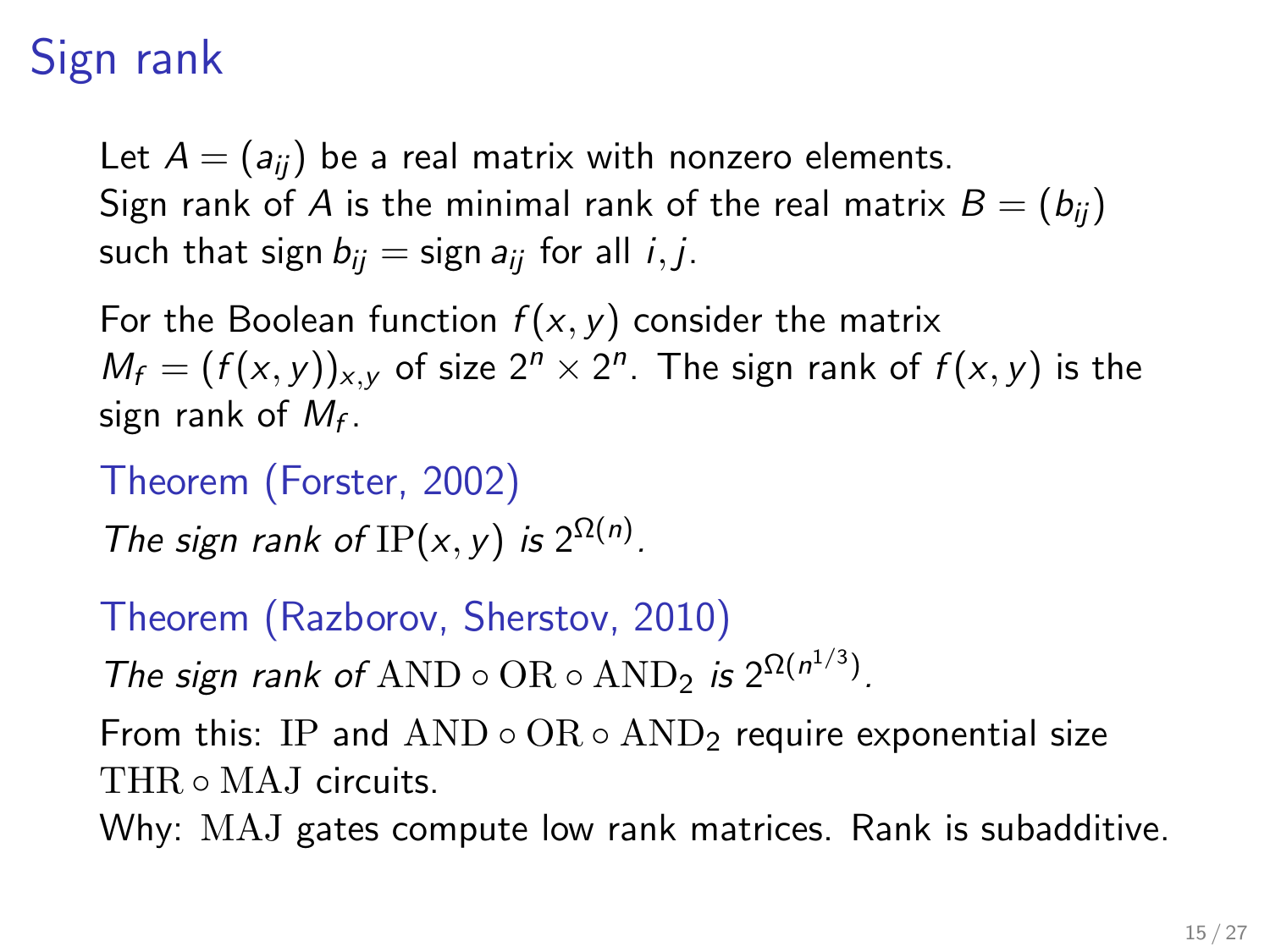# Sign rank

Let $A = (a_{ij})$ be a real matrix with nonzero elements. Sign rank of $A$ is the minimal rank of the real matrix $B = (b_{ij})$ such that $\operatorname{sign} b_{ij} = \operatorname{sign} a_{ij}$ for all $i, j$.

For the Boolean function $f(x, y)$ consider the matrix $M_f = (f(x, y))_{x,y}$ of size $2^n \times 2^n$. The sign rank of $f(x, y)$ is the sign rank of $M_f$.

**Theorem (Forster, 2002)**

*The sign rank of $\mathrm{IP}(x, y)$ is $2^{\Omega(n)}$.*

**Theorem (Razborov, Sherstov, 2010)**

*The sign rank of $\mathrm{AND} \circ \mathrm{OR} \circ \mathrm{AND}_2$ is $2^{\Omega(n^{1/3})}$.*

From this: $\mathrm{IP}$ and $\mathrm{AND} \circ \mathrm{OR} \circ \mathrm{AND}_2$ require exponential size $\mathrm{THR} \circ \mathrm{MAJ}$ circuits.
Why: $\mathrm{MAJ}$ gates compute low rank matrices. Rank is subadditive.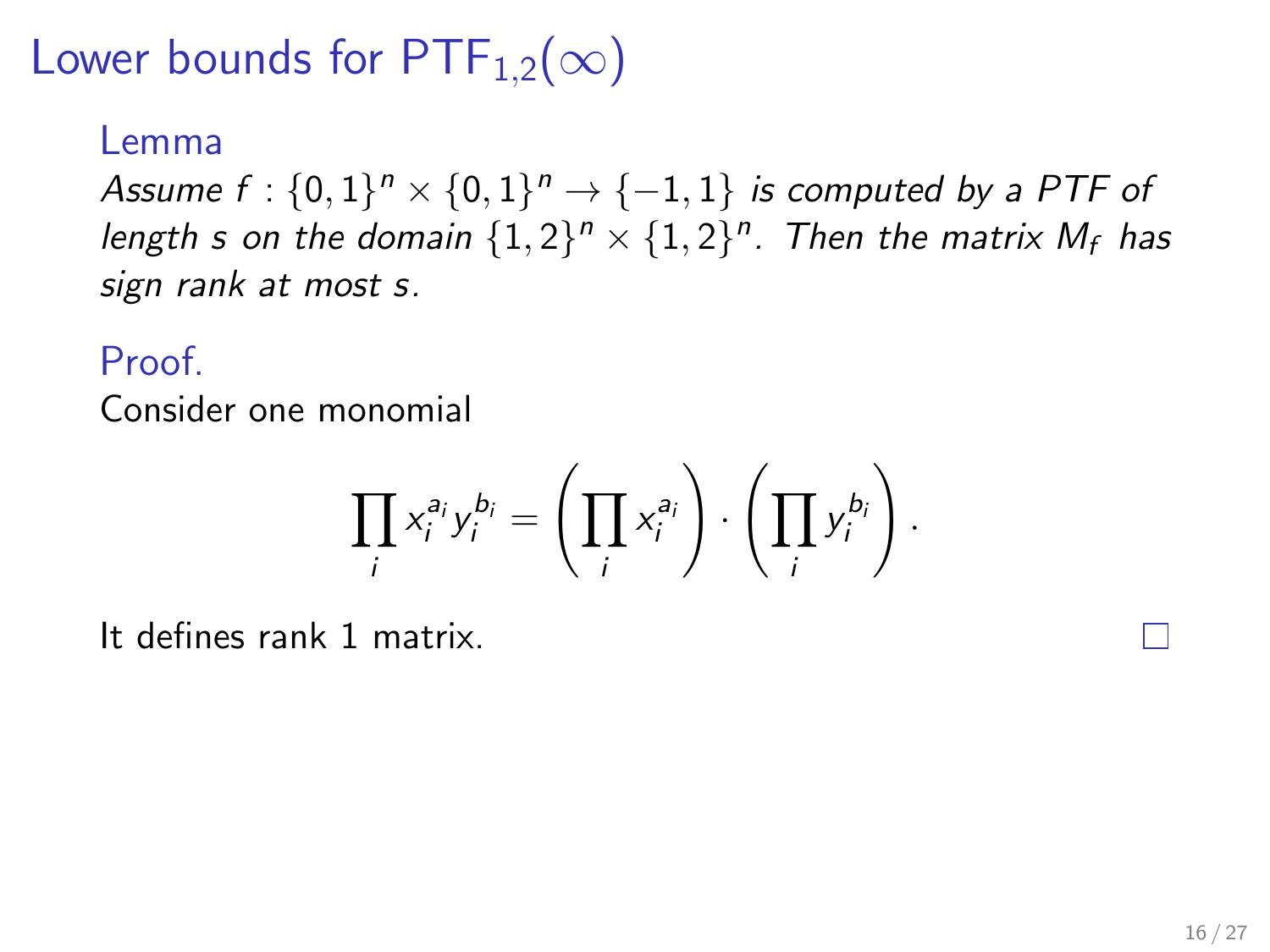# Lower bounds for $\mathrm{PTF}_{1,2}(\infty)$

**Lemma**

*Assume $f : \{0,1\}^n \times \{0,1\}^n \to \{-1,1\}$ is computed by a PTF of length $s$ on the domain $\{1,2\}^n \times \{1,2\}^n$. Then the matrix $M_f$ has sign rank at most $s$.*

**Proof.**

Consider one monomial

$$\prod_i x_i^{a_i} y_i^{b_i} = \left(\prod_i x_i^{a_i}\right) \cdot \left(\prod_i y_i^{b_i}\right).$$

It defines rank 1 matrix. □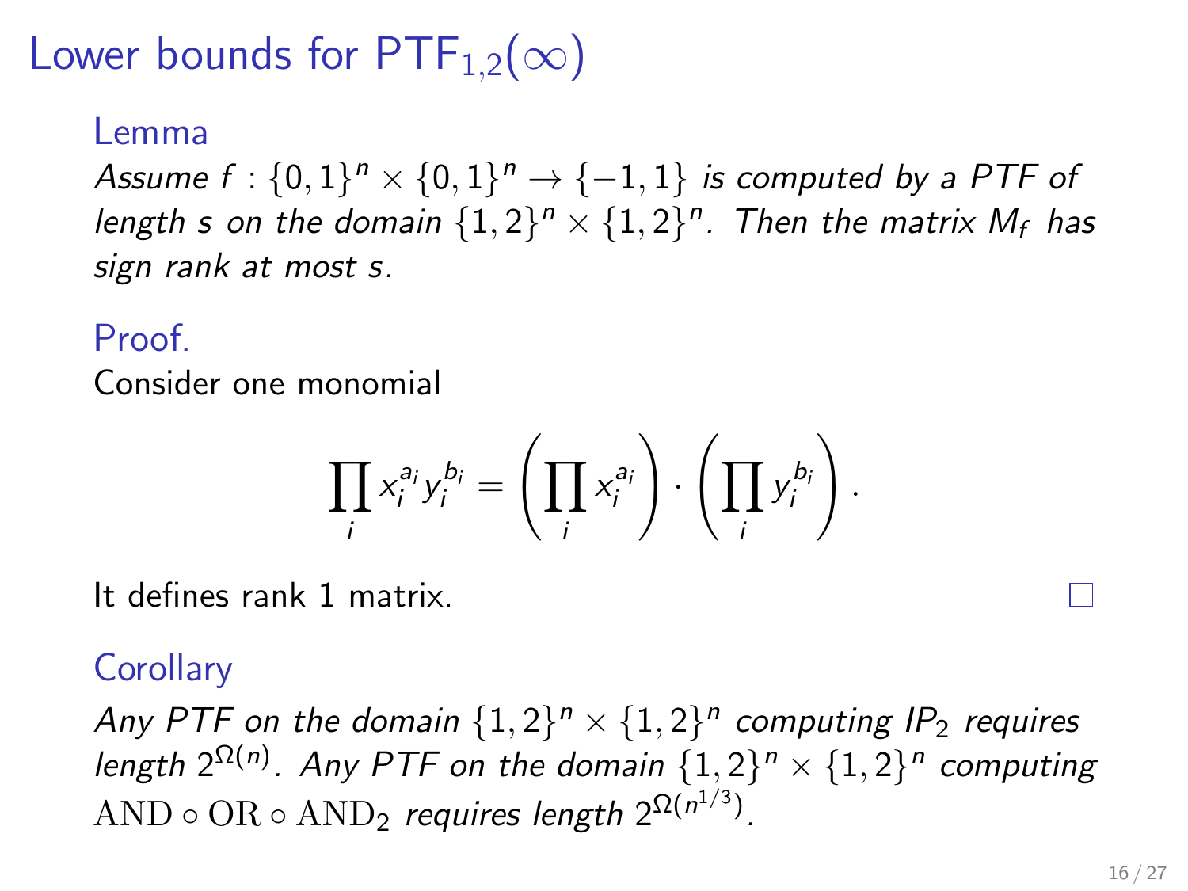# Lower bounds for $\mathrm{PTF}_{1,2}(\infty)$

**Lemma**

*Assume $f : \{0,1\}^n \times \{0,1\}^n \to \{-1,1\}$ is computed by a PTF of length $s$ on the domain $\{1,2\}^n \times \{1,2\}^n$. Then the matrix $M_f$ has sign rank at most $s$.*

**Proof.**

Consider one monomial

$$\prod_i x_i^{a_i} y_i^{b_i} = \left(\prod_i x_i^{a_i}\right) \cdot \left(\prod_i y_i^{b_i}\right).$$

It defines rank 1 matrix. □

**Corollary**

*Any PTF on the domain $\{1,2\}^n \times \{1,2\}^n$ computing $IP_2$ requires length $2^{\Omega(n)}$. Any PTF on the domain $\{1,2\}^n \times \{1,2\}^n$ computing $\mathrm{AND} \circ \mathrm{OR} \circ \mathrm{AND}_2$ requires length $2^{\Omega(n^{1/3})}$.*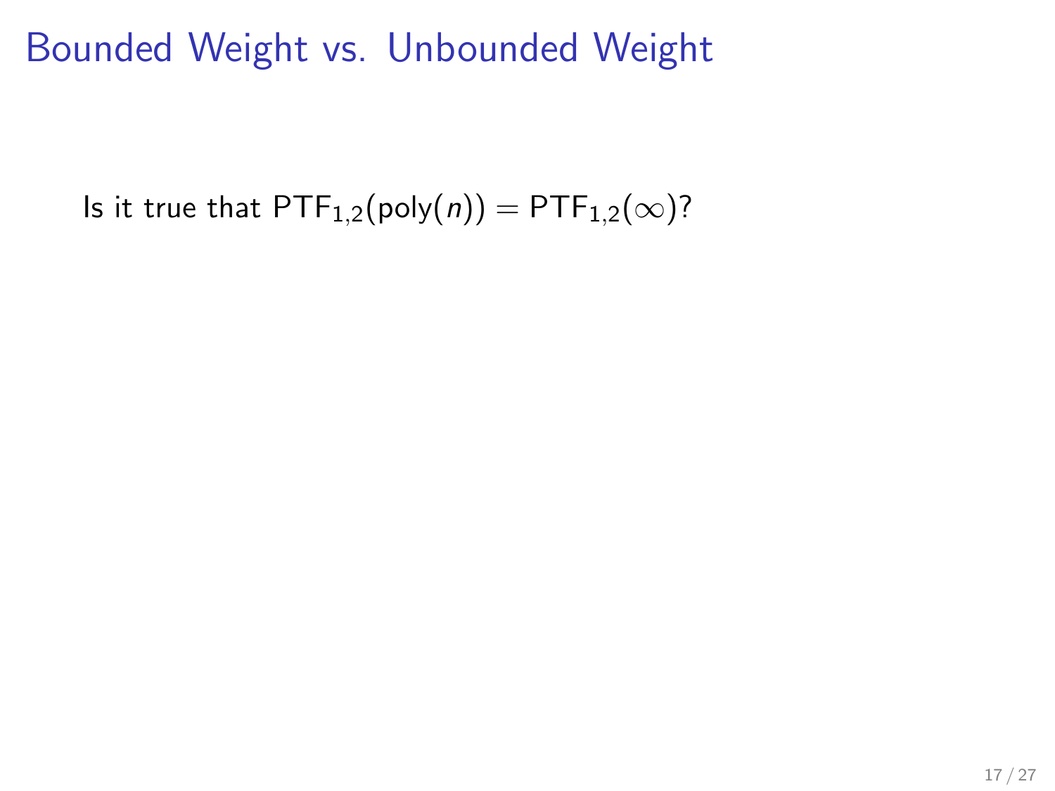# Bounded Weight vs. Unbounded Weight

Is it true that $\mathsf{PTF}_{1,2}(\mathrm{poly}(n)) = \mathsf{PTF}_{1,2}(\infty)$?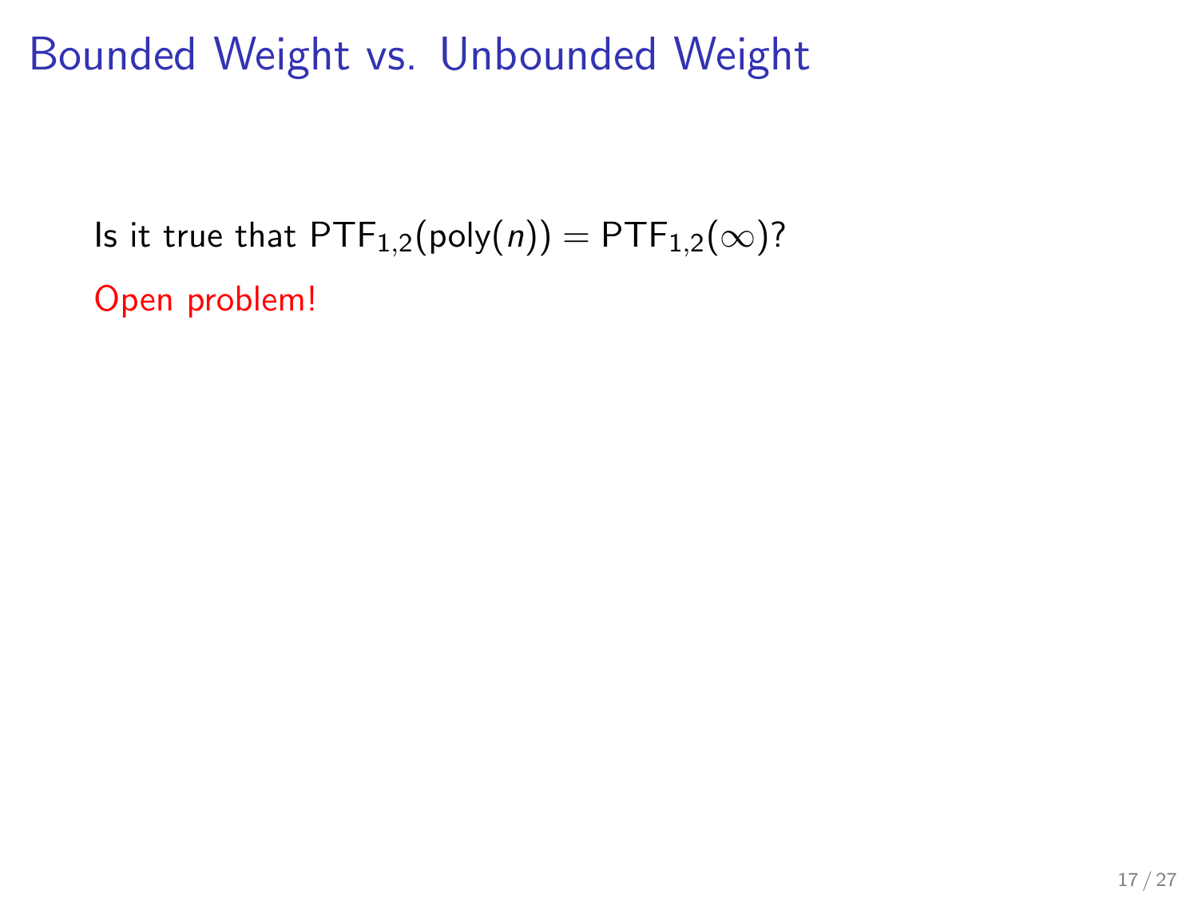# Bounded Weight vs. Unbounded Weight

Is it true that $\mathsf{PTF}_{1,2}(\mathsf{poly}(n)) = \mathsf{PTF}_{1,2}(\infty)$?

Open problem!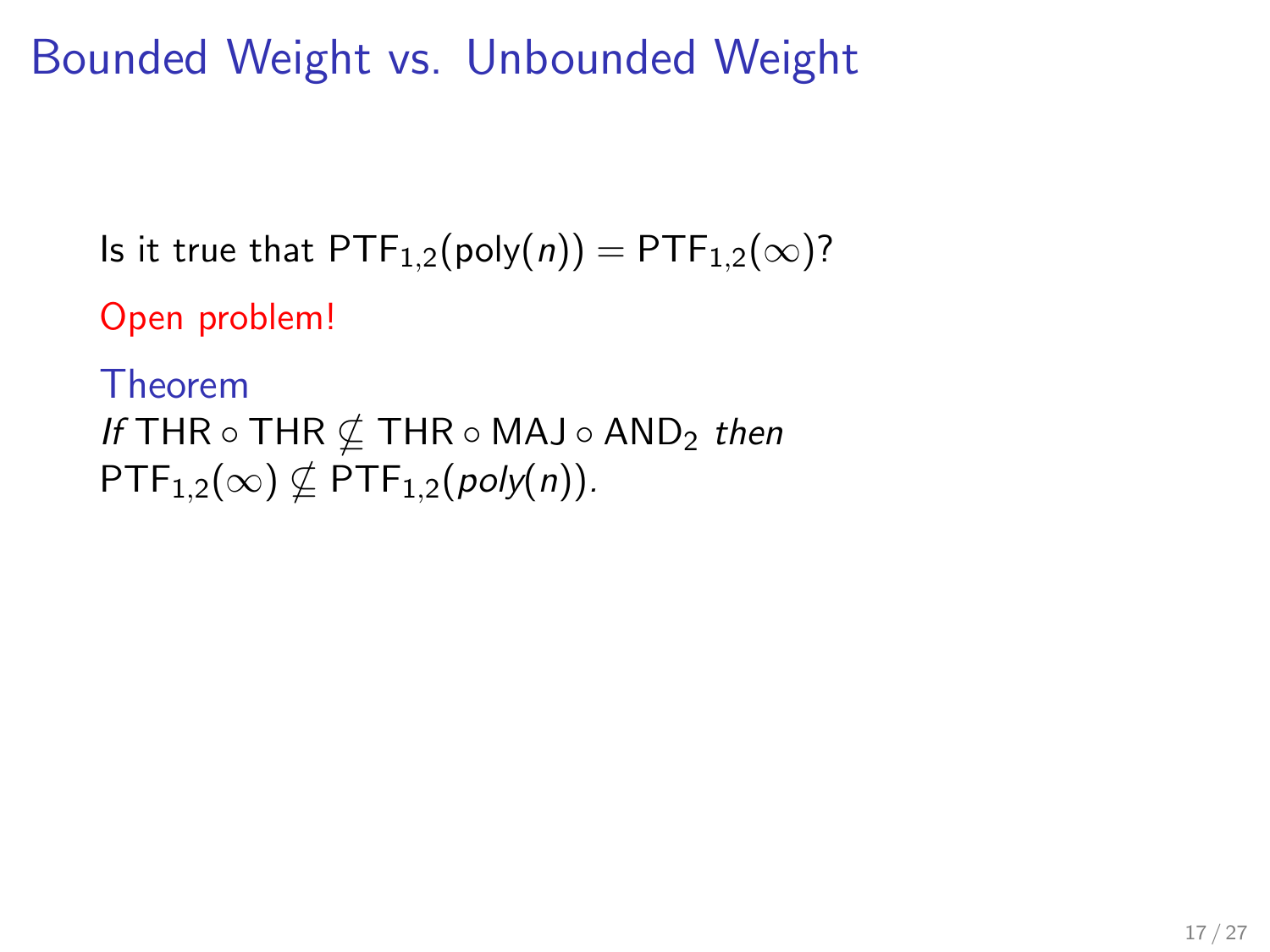# Bounded Weight vs. Unbounded Weight

Is it true that $\mathsf{PTF}_{1,2}(\mathrm{poly}(n)) = \mathsf{PTF}_{1,2}(\infty)$?

Open problem!

**Theorem**

*If* $\mathsf{THR} \circ \mathsf{THR} \not\subseteq \mathsf{THR} \circ \mathsf{MAJ} \circ \mathsf{AND}_2$ *then* $\mathsf{PTF}_{1,2}(\infty) \not\subseteq \mathsf{PTF}_{1,2}(\mathit{poly}(n))$.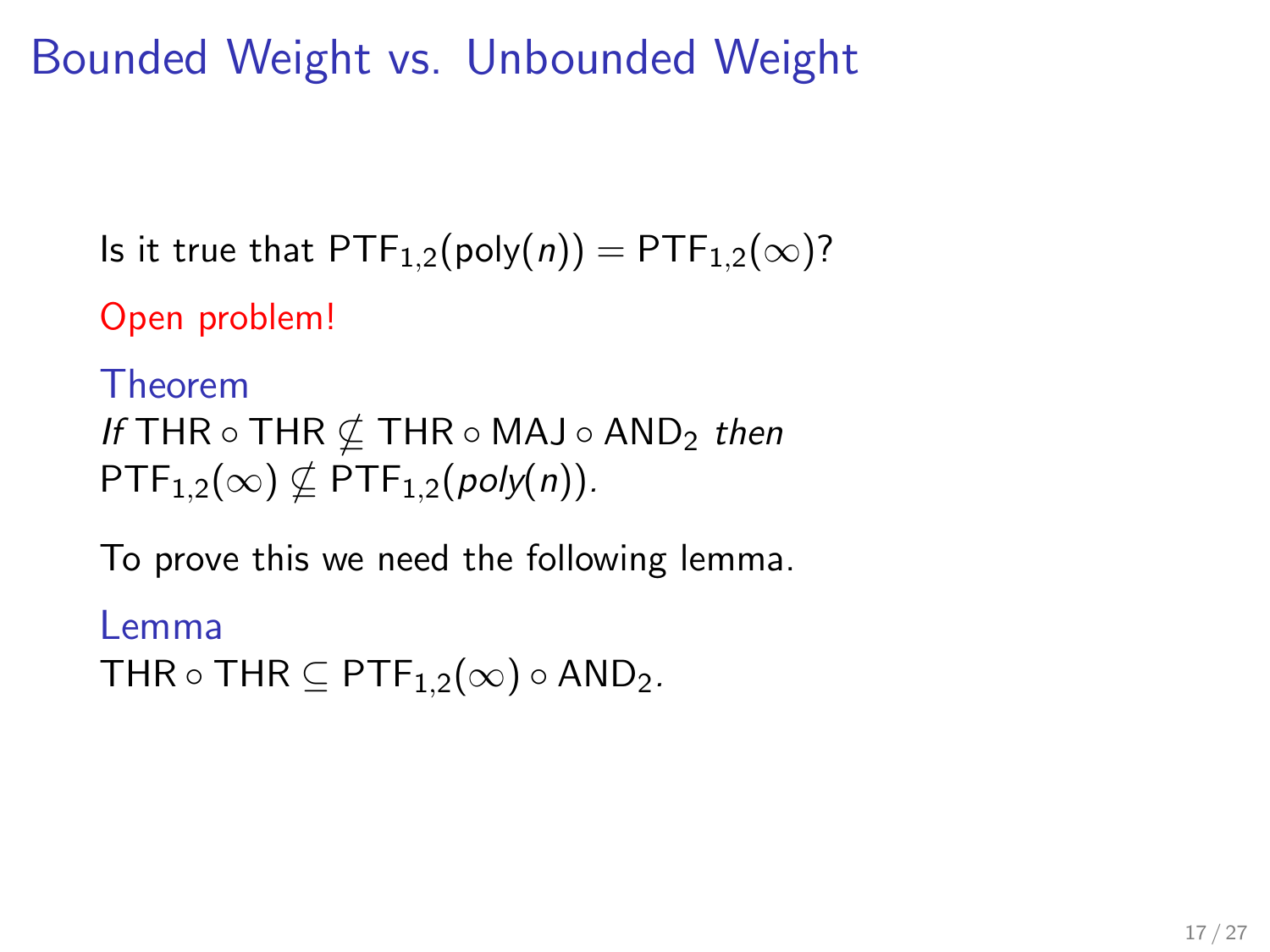# Bounded Weight vs. Unbounded Weight

Is it true that $\mathrm{PTF}_{1,2}(\mathrm{poly}(n)) = \mathrm{PTF}_{1,2}(\infty)$?

Open problem!

**Theorem**

*If* $\mathrm{THR} \circ \mathrm{THR} \not\subseteq \mathrm{THR} \circ \mathrm{MAJ} \circ \mathrm{AND}_2$ *then* $\mathrm{PTF}_{1,2}(\infty) \not\subseteq \mathrm{PTF}_{1,2}(\mathit{poly}(n))$.

To prove this we need the following lemma.

**Lemma**

$\mathrm{THR} \circ \mathrm{THR} \subseteq \mathrm{PTF}_{1,2}(\infty) \circ \mathrm{AND}_2$.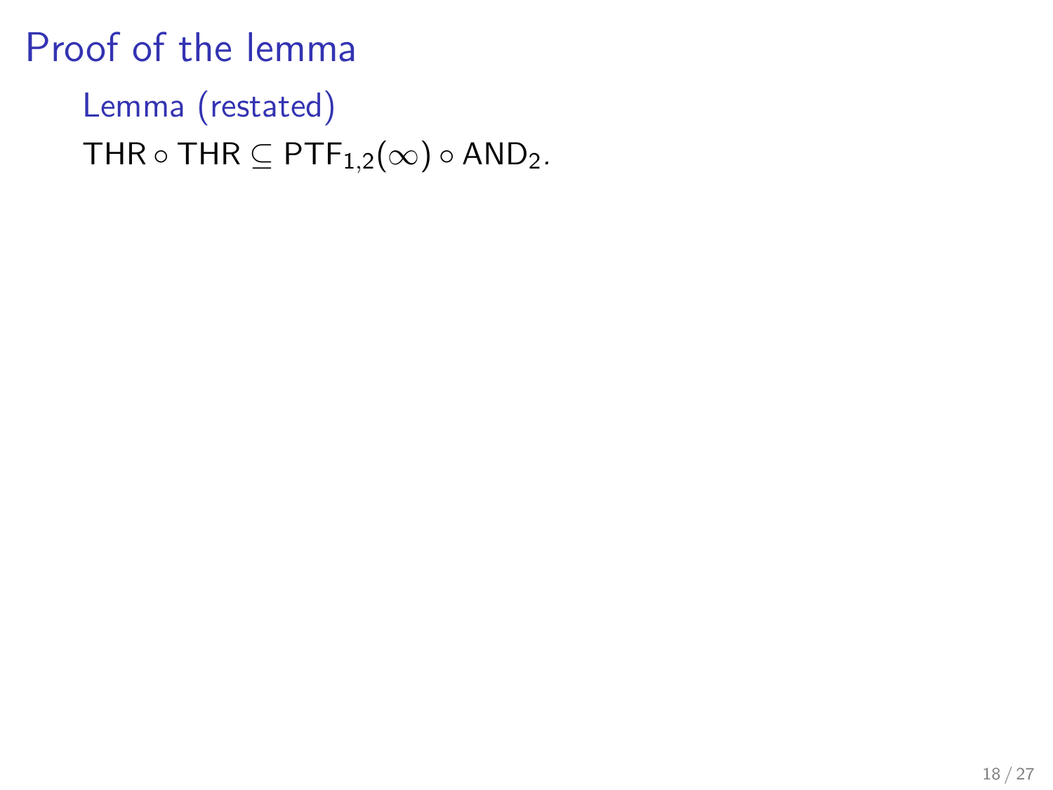# Proof of the lemma

**Lemma (restated)**

$\mathsf{THR} \circ \mathsf{THR} \subseteq \mathsf{PTF}_{1,2}(\infty) \circ \mathsf{AND}_2$.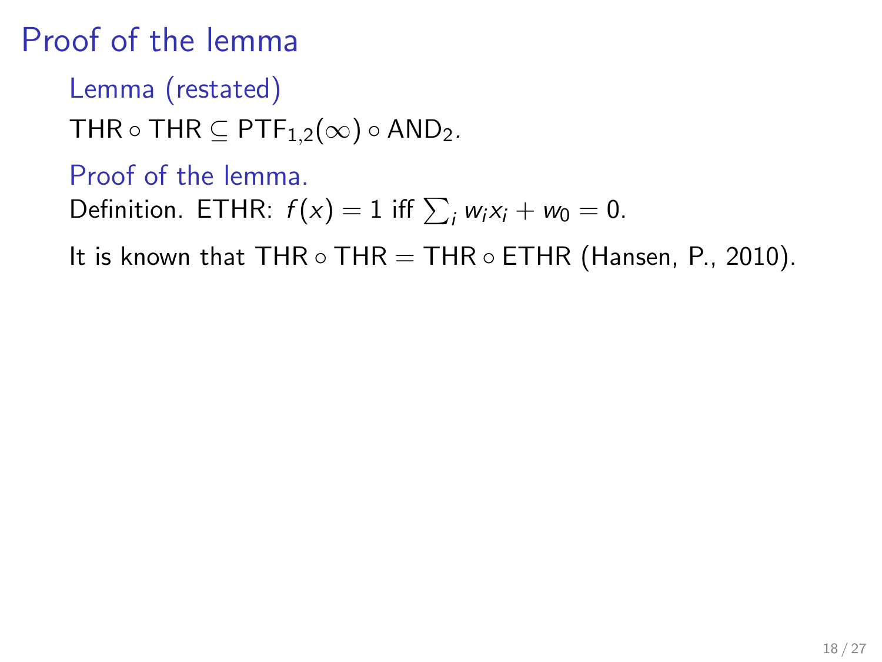# Proof of the lemma

### Lemma (restated)

$\mathsf{THR} \circ \mathsf{THR} \subseteq \mathsf{PTF}_{1,2}(\infty) \circ \mathsf{AND}_2$.

### Proof of the lemma.

Definition. ETHR: $f(x) = 1$ iff $\sum_i w_i x_i + w_0 = 0$.

It is known that $\mathsf{THR} \circ \mathsf{THR} = \mathsf{THR} \circ \mathsf{ETHR}$ (Hansen, P., 2010).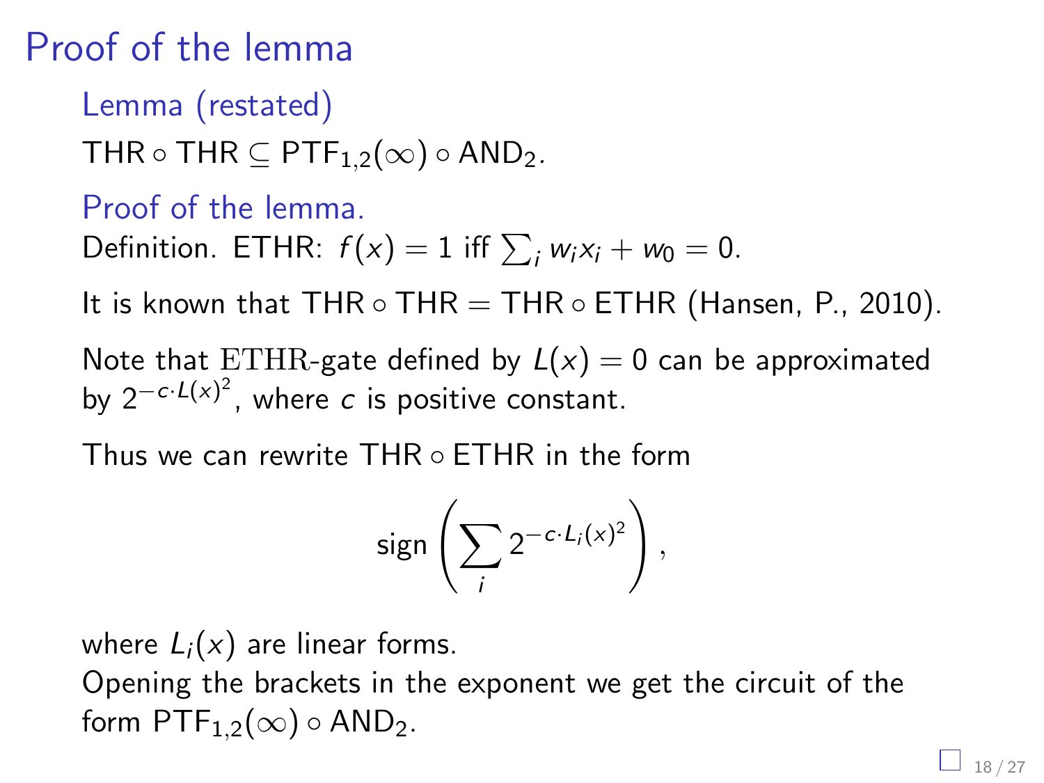# Proof of the lemma

### Lemma (restated)

$\mathrm{THR} \circ \mathrm{THR} \subseteq \mathrm{PTF}_{1,2}(\infty) \circ \mathrm{AND}_2$.

### Proof of the lemma.

Definition. ETHR: $f(x) = 1$ iff $\sum_i w_i x_i + w_0 = 0$.

It is known that $\mathrm{THR} \circ \mathrm{THR} = \mathrm{THR} \circ \mathrm{ETHR}$ (Hansen, P., 2010).

Note that $\mathrm{ETHR}$-gate defined by $L(x) = 0$ can be approximated by $2^{-c \cdot L(x)^2}$, where $c$ is positive constant.

Thus we can rewrite $\mathrm{THR} \circ \mathrm{ETHR}$ in the form

$$\operatorname{sign}\left(\sum_i 2^{-c \cdot L_i(x)^2}\right),$$

where $L_i(x)$ are linear forms.

Opening the brackets in the exponent we get the circuit of the form $\mathrm{PTF}_{1,2}(\infty) \circ \mathrm{AND}_2$.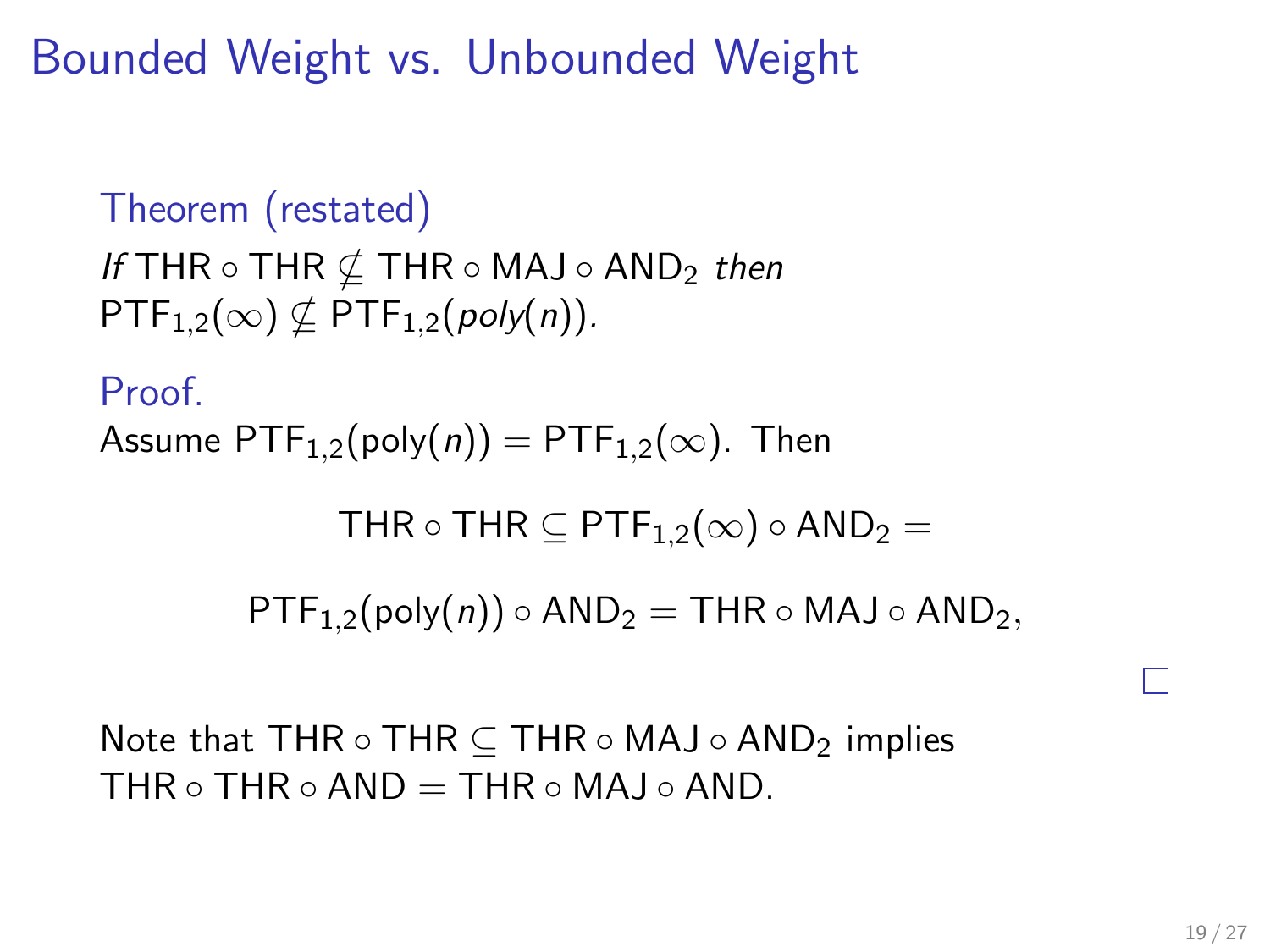# Bounded Weight vs. Unbounded Weight

**Theorem (restated)**

*If* $\mathrm{THR} \circ \mathrm{THR} \not\subseteq \mathrm{THR} \circ \mathrm{MAJ} \circ \mathrm{AND}_2$ *then* $\mathrm{PTF}_{1,2}(\infty) \not\subseteq \mathrm{PTF}_{1,2}(\mathit{poly}(n))$.

**Proof.**

Assume $\mathrm{PTF}_{1,2}(\mathrm{poly}(n)) = \mathrm{PTF}_{1,2}(\infty)$. Then

$$\mathrm{THR} \circ \mathrm{THR} \subseteq \mathrm{PTF}_{1,2}(\infty) \circ \mathrm{AND}_2 =$$

$$\mathrm{PTF}_{1,2}(\mathrm{poly}(n)) \circ \mathrm{AND}_2 = \mathrm{THR} \circ \mathrm{MAJ} \circ \mathrm{AND}_2,$$

□

Note that $\mathrm{THR} \circ \mathrm{THR} \subseteq \mathrm{THR} \circ \mathrm{MAJ} \circ \mathrm{AND}_2$ implies $\mathrm{THR} \circ \mathrm{THR} \circ \mathrm{AND} = \mathrm{THR} \circ \mathrm{MAJ} \circ \mathrm{AND}$.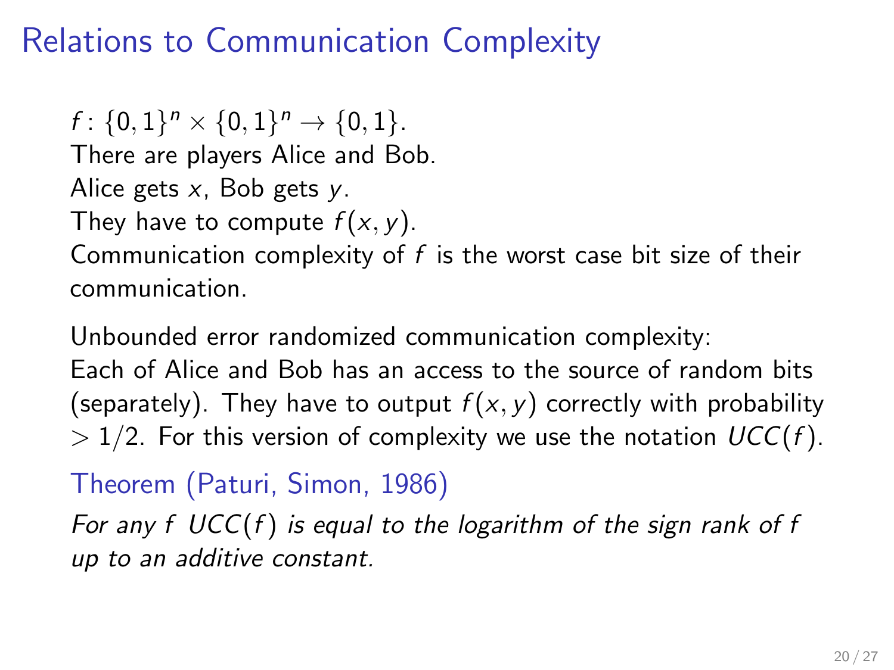# Relations to Communication Complexity

$f\colon \{0,1\}^n \times \{0,1\}^n \to \{0,1\}$.
There are players Alice and Bob.
Alice gets $x$, Bob gets $y$.
They have to compute $f(x,y)$.
Communication complexity of $f$ is the worst case bit size of their communication.

Unbounded error randomized communication complexity:
Each of Alice and Bob has an access to the source of random bits (separately). They have to output $f(x,y)$ correctly with probability $> 1/2$. For this version of complexity we use the notation $UCC(f)$.

**Theorem (Paturi, Simon, 1986)**

*For any $f$ $UCC(f)$ is equal to the logarithm of the sign rank of $f$ up to an additive constant.*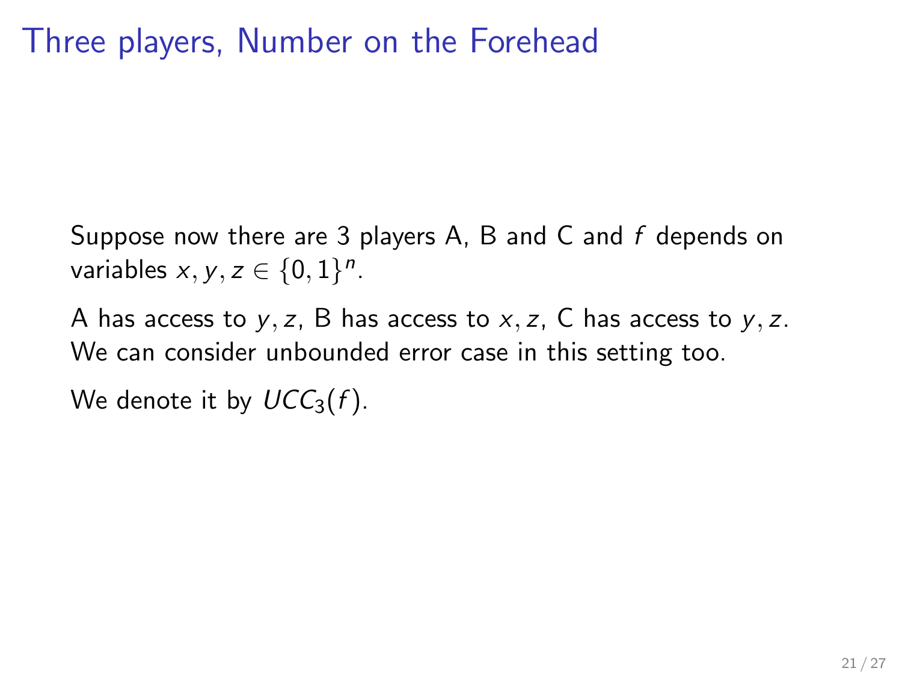# Three players, Number on the Forehead

Suppose now there are 3 players A, B and C and $f$ depends on variables $x, y, z \in \{0, 1\}^n$.

A has access to $y, z$, B has access to $x, z$, C has access to $y, z$. We can consider unbounded error case in this setting too.

We denote it by $UCC_3(f)$.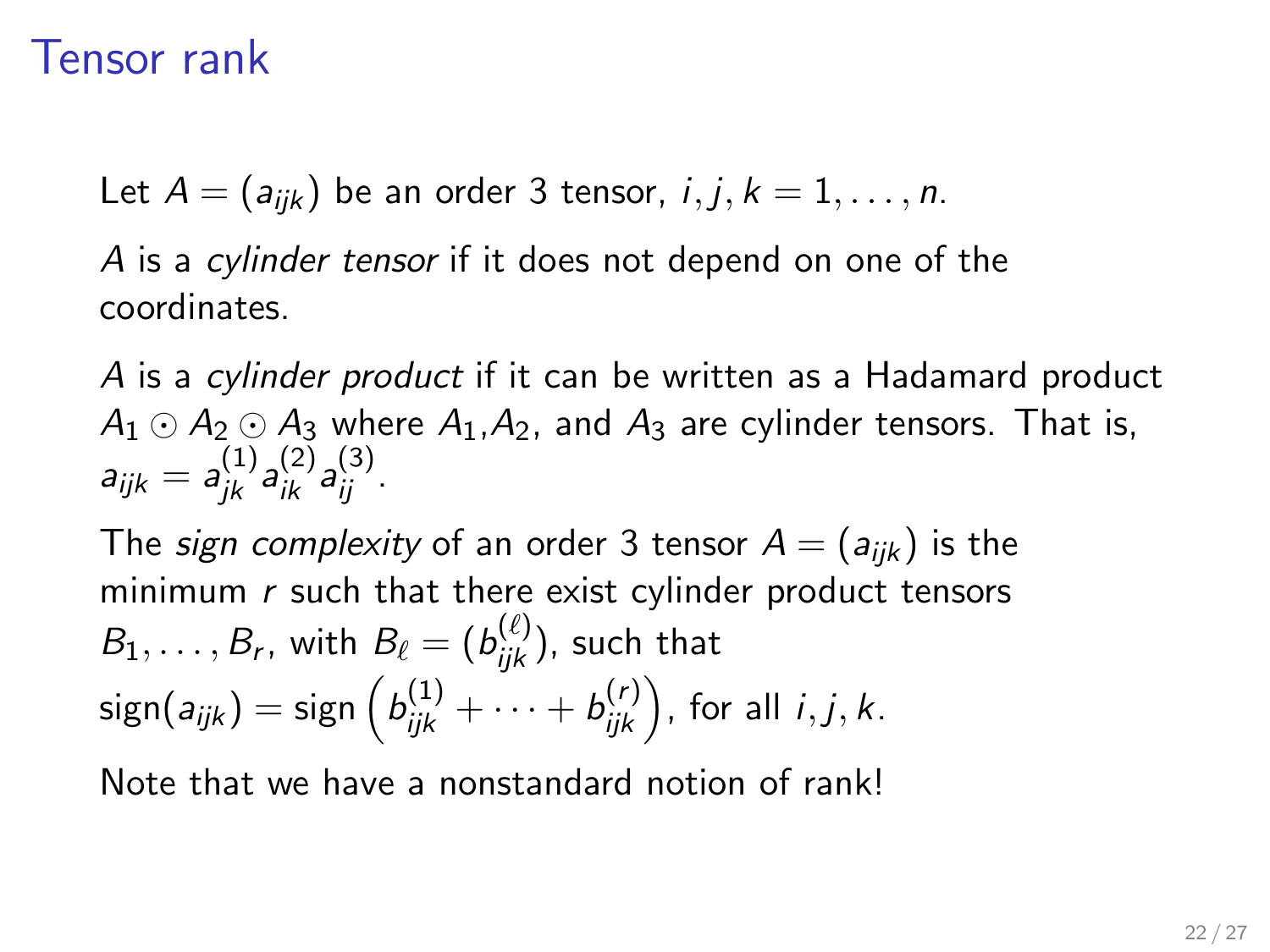# Tensor rank

Let $A = (a_{ijk})$ be an order 3 tensor, $i, j, k = 1, \ldots, n$.

$A$ is a *cylinder tensor* if it does not depend on one of the coordinates.

$A$ is a *cylinder product* if it can be written as a Hadamard product $A_1 \odot A_2 \odot A_3$ where $A_1$,$A_2$, and $A_3$ are cylinder tensors. That is, $a_{ijk} = a^{(1)}_{jk} a^{(2)}_{ik} a^{(3)}_{ij}$.

The *sign complexity* of an order 3 tensor $A = (a_{ijk})$ is the minimum $r$ such that there exist cylinder product tensors $B_1, \ldots, B_r$, with $B_\ell = (b^{(\ell)}_{ijk})$, such that $\text{sign}(a_{ijk}) = \text{sign}\left(b^{(1)}_{ijk} + \cdots + b^{(r)}_{ijk}\right)$, for all $i, j, k$.

Note that we have a nonstandard notion of rank!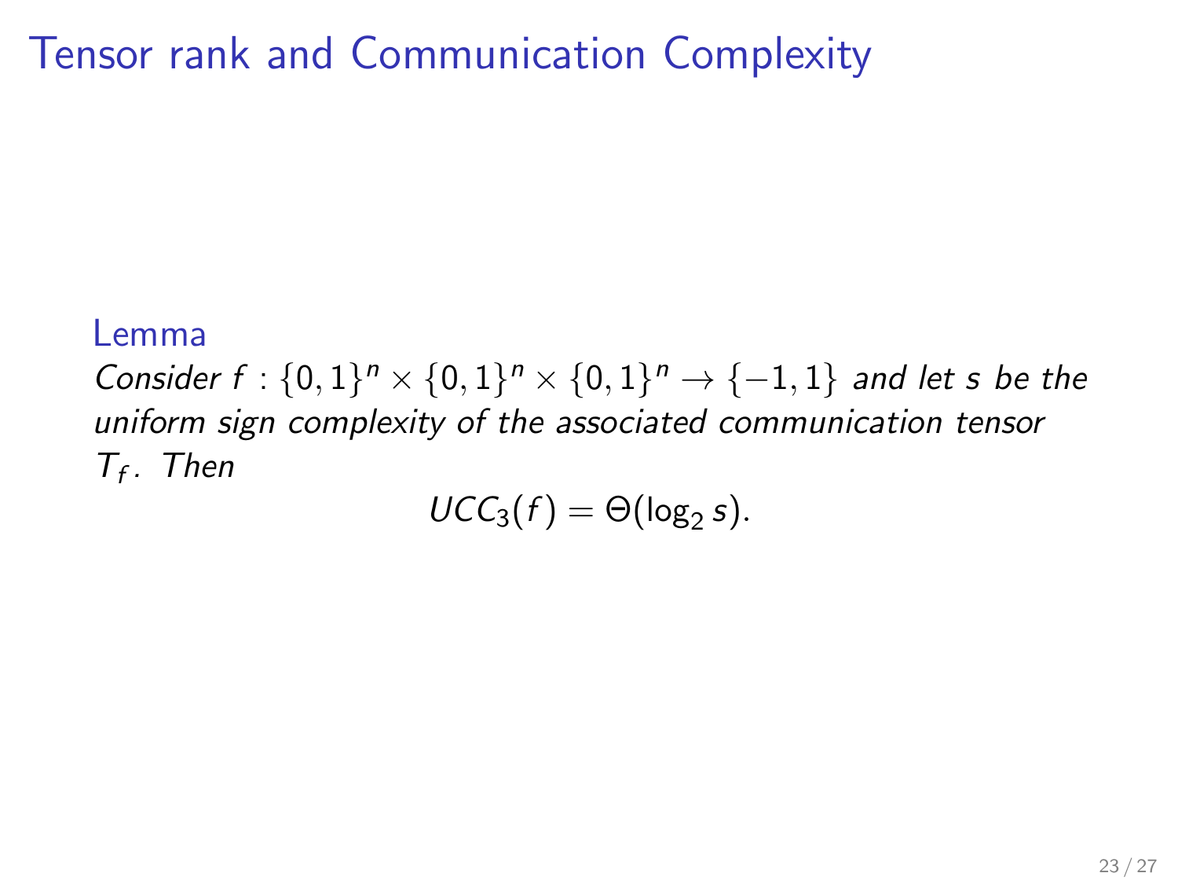# Tensor rank and Communication Complexity

**Lemma**

*Consider* $f : \{0,1\}^n \times \{0,1\}^n \times \{0,1\}^n \to \{-1,1\}$ *and let* $s$ *be the uniform sign complexity of the associated communication tensor* $T_f$*. Then*

$$UCC_3(f) = \Theta(\log_2 s).$$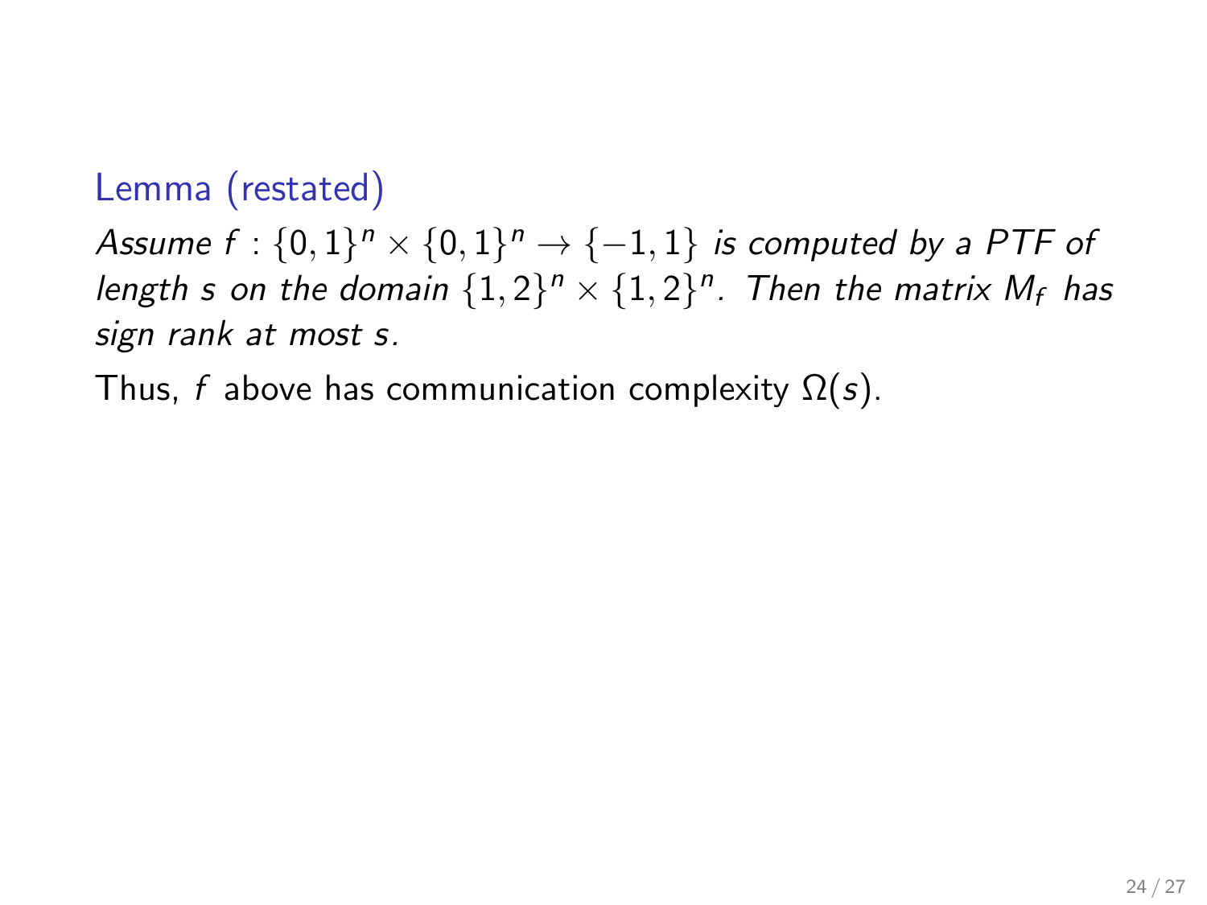### Lemma (restated)

*Assume $f : \{0,1\}^n \times \{0,1\}^n \to \{-1,1\}$ is computed by a PTF of length $s$ on the domain $\{1,2\}^n \times \{1,2\}^n$. Then the matrix $M_f$ has sign rank at most $s$.*

Thus, $f$ above has communication complexity $\Omega(s)$.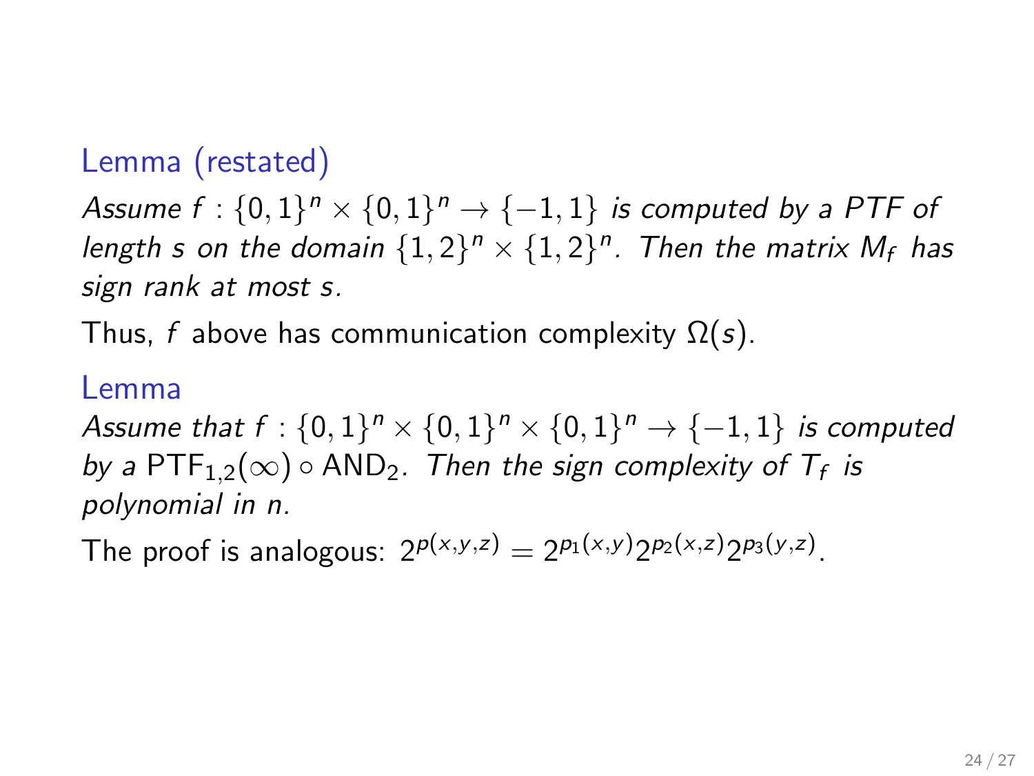**Lemma (restated)**

*Assume $f : \{0,1\}^n \times \{0,1\}^n \to \{-1,1\}$ is computed by a PTF of length $s$ on the domain $\{1,2\}^n \times \{1,2\}^n$. Then the matrix $M_f$ has sign rank at most $s$.*

Thus, $f$ above has communication complexity $\Omega(s)$.

**Lemma**

*Assume that $f : \{0,1\}^n \times \{0,1\}^n \times \{0,1\}^n \to \{-1,1\}$ is computed by a $\mathrm{PTF}_{1,2}(\infty) \circ \mathrm{AND}_2$. Then the sign complexity of $T_f$ is polynomial in $n$.*

The proof is analogous: $2^{p(x,y,z)} = 2^{p_1(x,y)} 2^{p_2(x,z)} 2^{p_3(y,z)}$.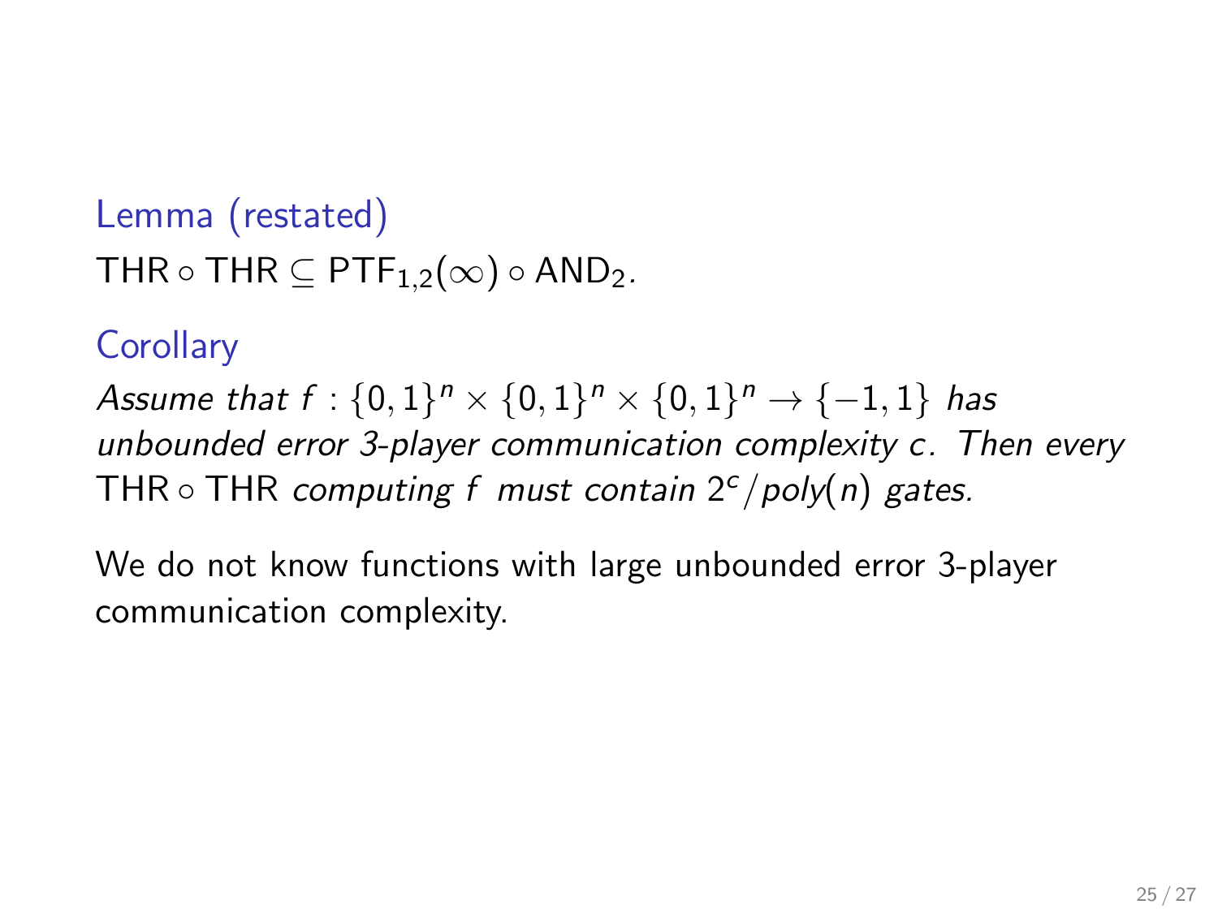**Lemma (restated)**

$\mathsf{THR} \circ \mathsf{THR} \subseteq \mathsf{PTF}_{1,2}(\infty) \circ \mathsf{AND}_2$.

**Corollary**

*Assume that $f : \{0,1\}^n \times \{0,1\}^n \times \{0,1\}^n \to \{-1,1\}$ has unbounded error 3-player communication complexity $c$. Then every $\mathsf{THR} \circ \mathsf{THR}$ computing $f$ must contain $2^c/poly(n)$ gates.*

We do not know functions with large unbounded error 3-player communication complexity.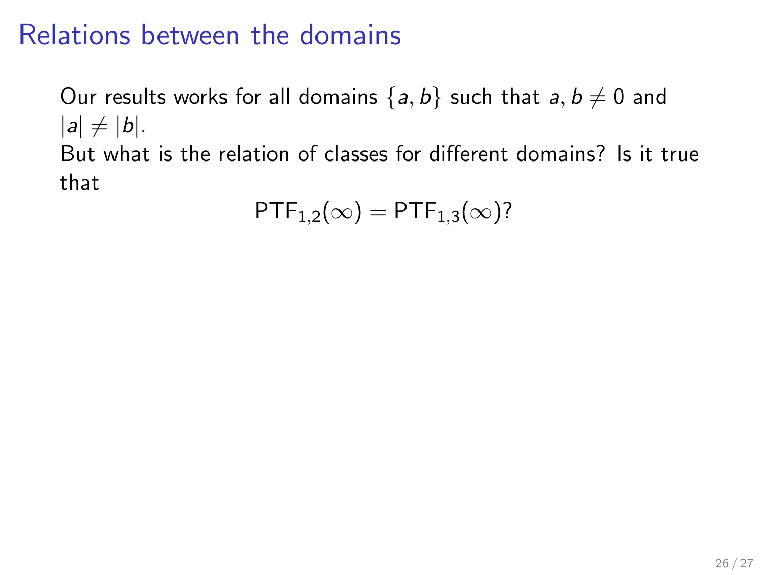# Relations between the domains

Our results works for all domains $\{a, b\}$ such that $a, b \neq 0$ and $|a| \neq |b|$.

But what is the relation of classes for different domains? Is it true that

$$\mathsf{PTF}_{1,2}(\infty) = \mathsf{PTF}_{1,3}(\infty)?$$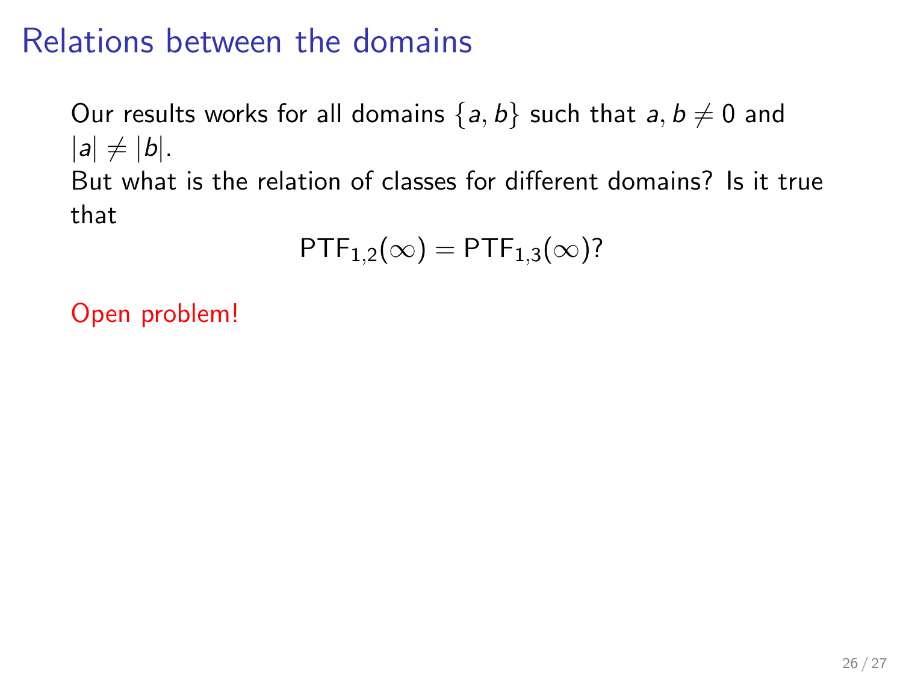# Relations between the domains

Our results works for all domains $\{a, b\}$ such that $a, b \neq 0$ and $|a| \neq |b|$.

But what is the relation of classes for different domains? Is it true that

$$\mathsf{PTF}_{1,2}(\infty) = \mathsf{PTF}_{1,3}(\infty)?$$

Open problem!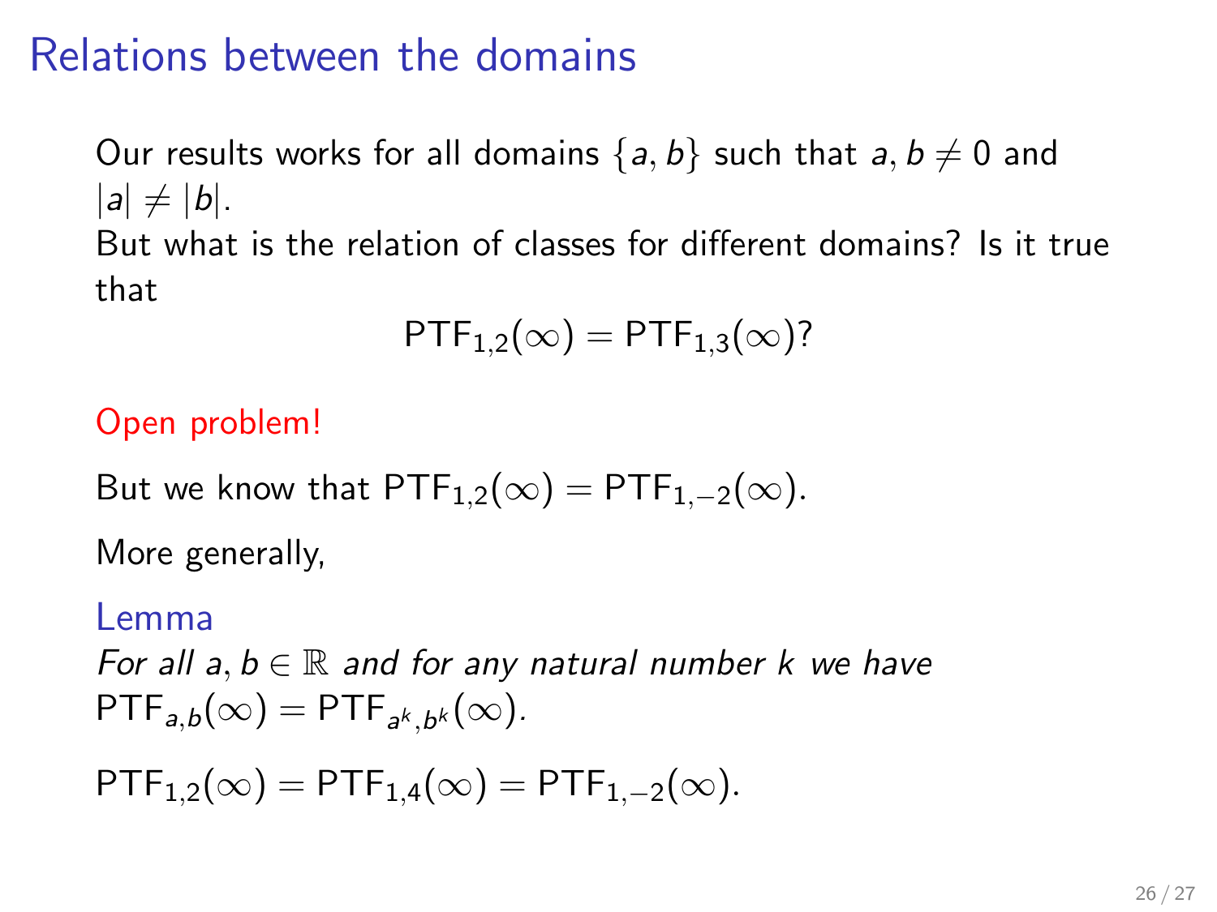# Relations between the domains

Our results works for all domains $\{a, b\}$ such that $a, b \neq 0$ and $|a| \neq |b|$.

But what is the relation of classes for different domains? Is it true that

$$\mathsf{PTF}_{1,2}(\infty) = \mathsf{PTF}_{1,3}(\infty)?$$

Open problem!

But we know that $\mathsf{PTF}_{1,2}(\infty) = \mathsf{PTF}_{1,-2}(\infty)$.

More generally,

**Lemma**

*For all $a, b \in \mathbb{R}$ and for any natural number $k$ we have $\mathsf{PTF}_{a,b}(\infty) = \mathsf{PTF}_{a^k,b^k}(\infty)$.*

$\mathsf{PTF}_{1,2}(\infty) = \mathsf{PTF}_{1,4}(\infty) = \mathsf{PTF}_{1,-2}(\infty)$.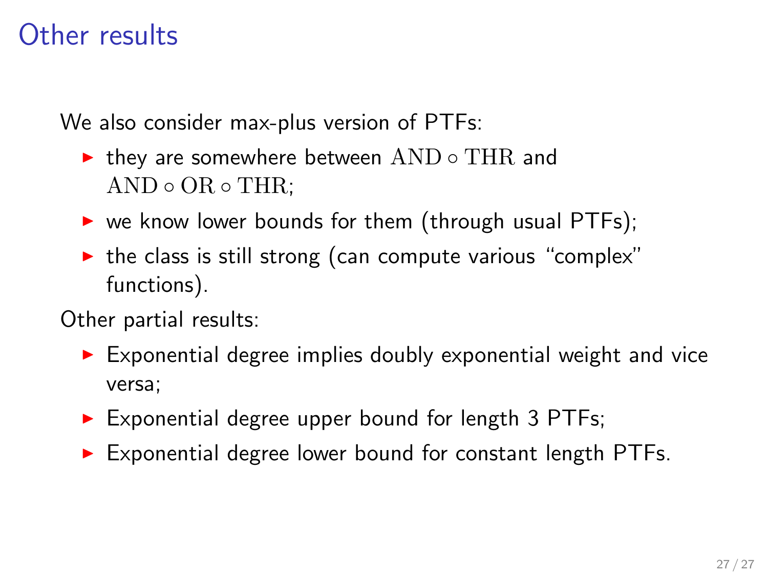# Other results

We also consider max-plus version of PTFs:

- they are somewhere between $\mathrm{AND} \circ \mathrm{THR}$ and $\mathrm{AND} \circ \mathrm{OR} \circ \mathrm{THR}$;
- we know lower bounds for them (through usual PTFs);
- the class is still strong (can compute various "complex" functions).

Other partial results:

- Exponential degree implies doubly exponential weight and vice versa;
- Exponential degree upper bound for length 3 PTFs;
- Exponential degree lower bound for constant length PTFs.